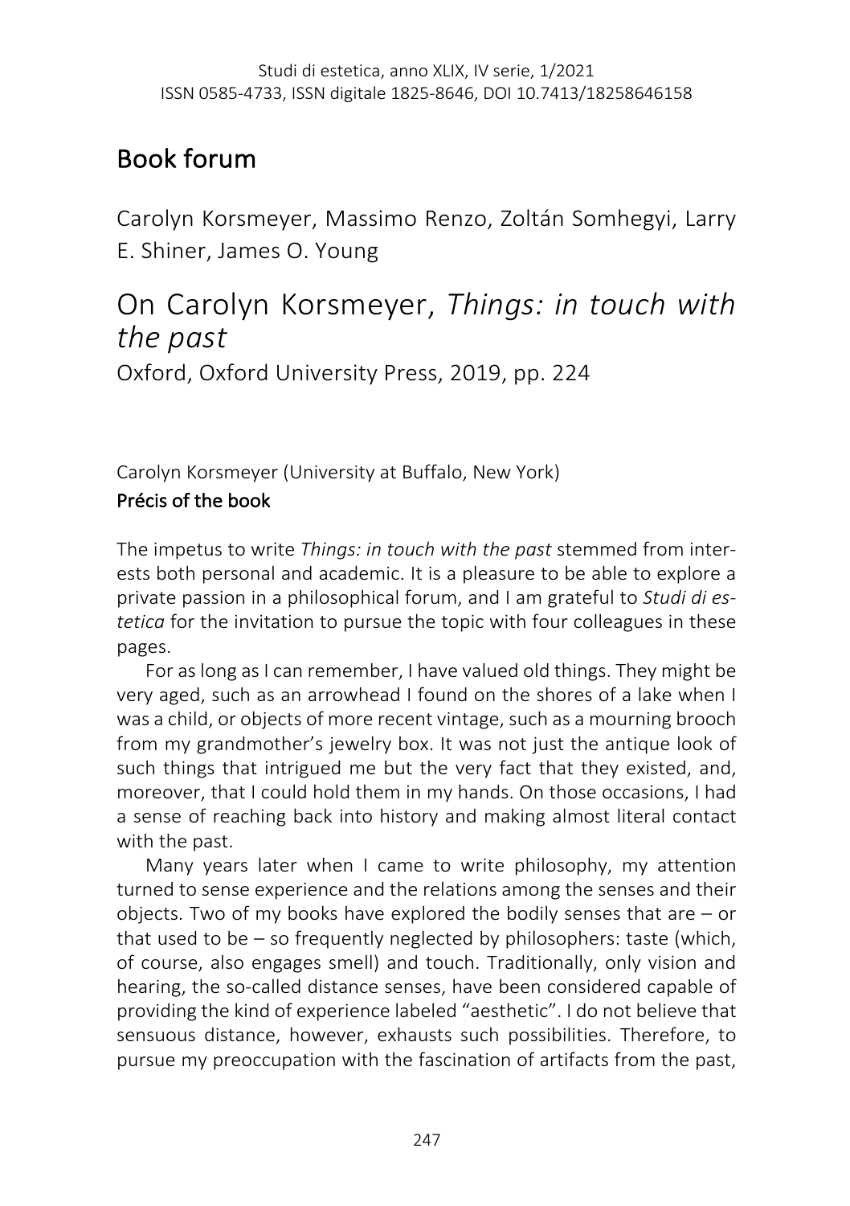# Book forum

Carolyn Korsmeyer, Massimo Renzo, Zoltán Somhegyi, Larry E. Shiner, James O. Young

## On Carolyn Korsmeyer, *Things: in touch with the past*

Oxford, Oxford University Press, 2019, pp. 224

Carolyn Korsmeyer (University at Buffalo, New York)

### Précis of the book

The impetus to write *Things: in touch with the past* stemmed from interests both personal and academic. It is a pleasure to be able to explore a private passion in a philosophical forum, and I am grateful to *Studi di estetica* for the invitation to pursue the topic with four colleagues in these pages.

For as long as I can remember, I have valued old things. They might be very aged, such as an arrowhead I found on the shores of a lake when I was a child, or objects of more recent vintage, such as a mourning brooch from my grandmother's jewelry box. It was not just the antique look of such things that intrigued me but the very fact that they existed, and, moreover, that I could hold them in my hands. On those occasions, I had a sense of reaching back into history and making almost literal contact with the past.

Many years later when I came to write philosophy, my attention turned to sense experience and the relations among the senses and their objects. Two of my books have explored the bodily senses that are – or that used to be – so frequently neglected by philosophers: taste (which, of course, also engages smell) and touch. Traditionally, only vision and hearing, the so-called distance senses, have been considered capable of providing the kind of experience labeled "aesthetic". I do not believe that sensuous distance, however, exhausts such possibilities. Therefore, to pursue my preoccupation with the fascination of artifacts from the past,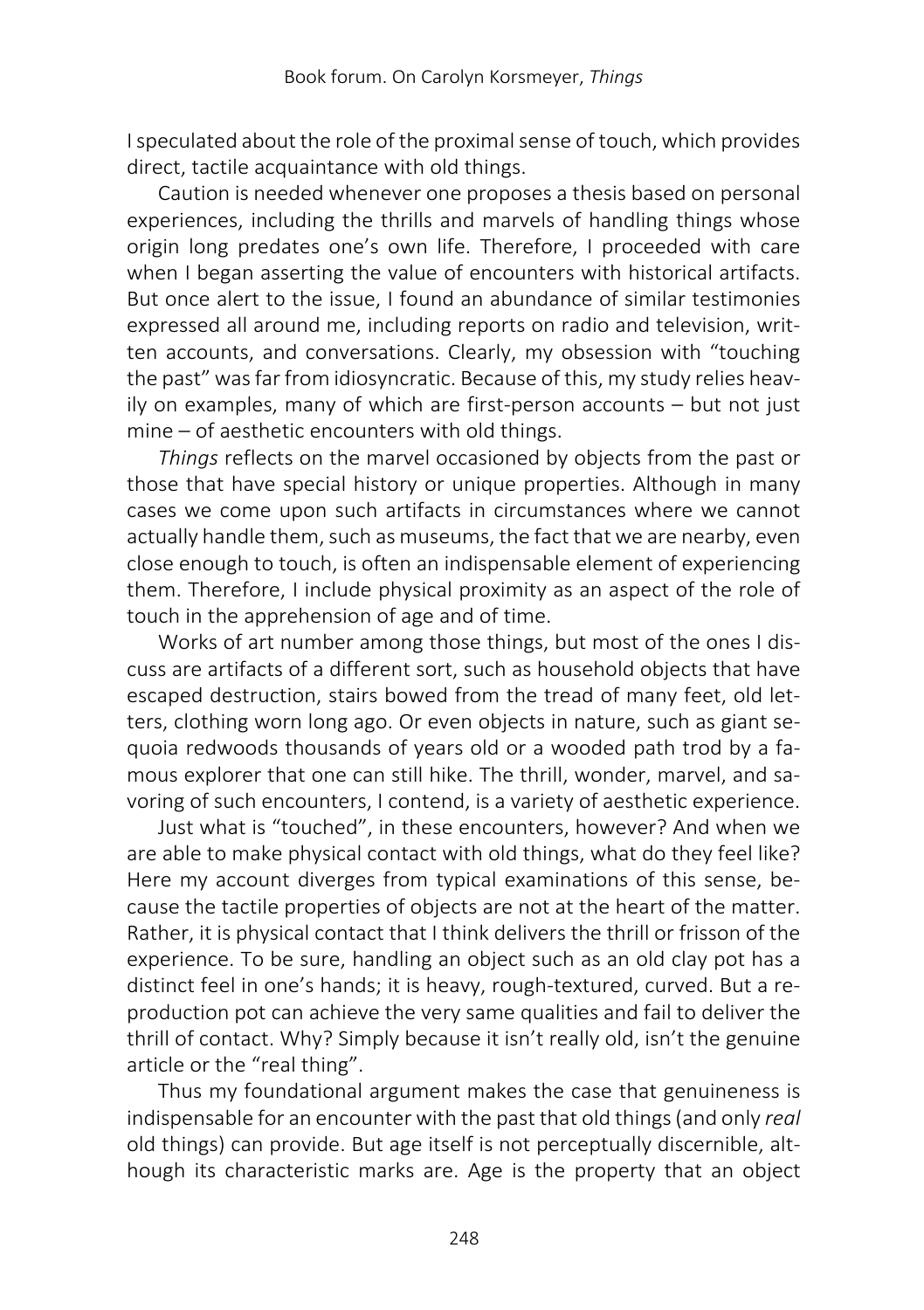I speculated about the role of the proximal sense of touch, which provides direct, tactile acquaintance with old things.

Caution is needed whenever one proposes a thesis based on personal experiences, including the thrills and marvels of handling things whose origin long predates one's own life. Therefore, I proceeded with care when I began asserting the value of encounters with historical artifacts. But once alert to the issue, I found an abundance of similar testimonies expressed all around me, including reports on radio and television, written accounts, and conversations. Clearly, my obsession with "touching the past" was far from idiosyncratic. Because of this, my study relies heavily on examples, many of which are first-person accounts – but not just mine – of aesthetic encounters with old things.

*Things* reflects on the marvel occasioned by objects from the past or those that have special history or unique properties. Although in many cases we come upon such artifacts in circumstances where we cannot actually handle them, such as museums, the fact that we are nearby, even close enough to touch, is often an indispensable element of experiencing them. Therefore, I include physical proximity as an aspect of the role of touch in the apprehension of age and of time.

Works of art number among those things, but most of the ones I discuss are artifacts of a different sort, such as household objects that have escaped destruction, stairs bowed from the tread of many feet, old letters, clothing worn long ago. Or even objects in nature, such as giant sequoia redwoods thousands of years old or a wooded path trod by a famous explorer that one can still hike. The thrill, wonder, marvel, and savoring of such encounters, I contend, is a variety of aesthetic experience.

Just what is "touched", in these encounters, however? And when we are able to make physical contact with old things, what do they feel like? Here my account diverges from typical examinations of this sense, because the tactile properties of objects are not at the heart of the matter. Rather, it is physical contact that I think delivers the thrill or frisson of the experience. To be sure, handling an object such as an old clay pot has a distinct feel in one's hands; it is heavy, rough-textured, curved. But a reproduction pot can achieve the very same qualities and fail to deliver the thrill of contact. Why? Simply because it isn't really old, isn't the genuine article or the "real thing".

Thus my foundational argument makes the case that genuineness is indispensable for an encounter with the past that old things (and only *real* old things) can provide. But age itself is not perceptually discernible, although its characteristic marks are. Age is the property that an object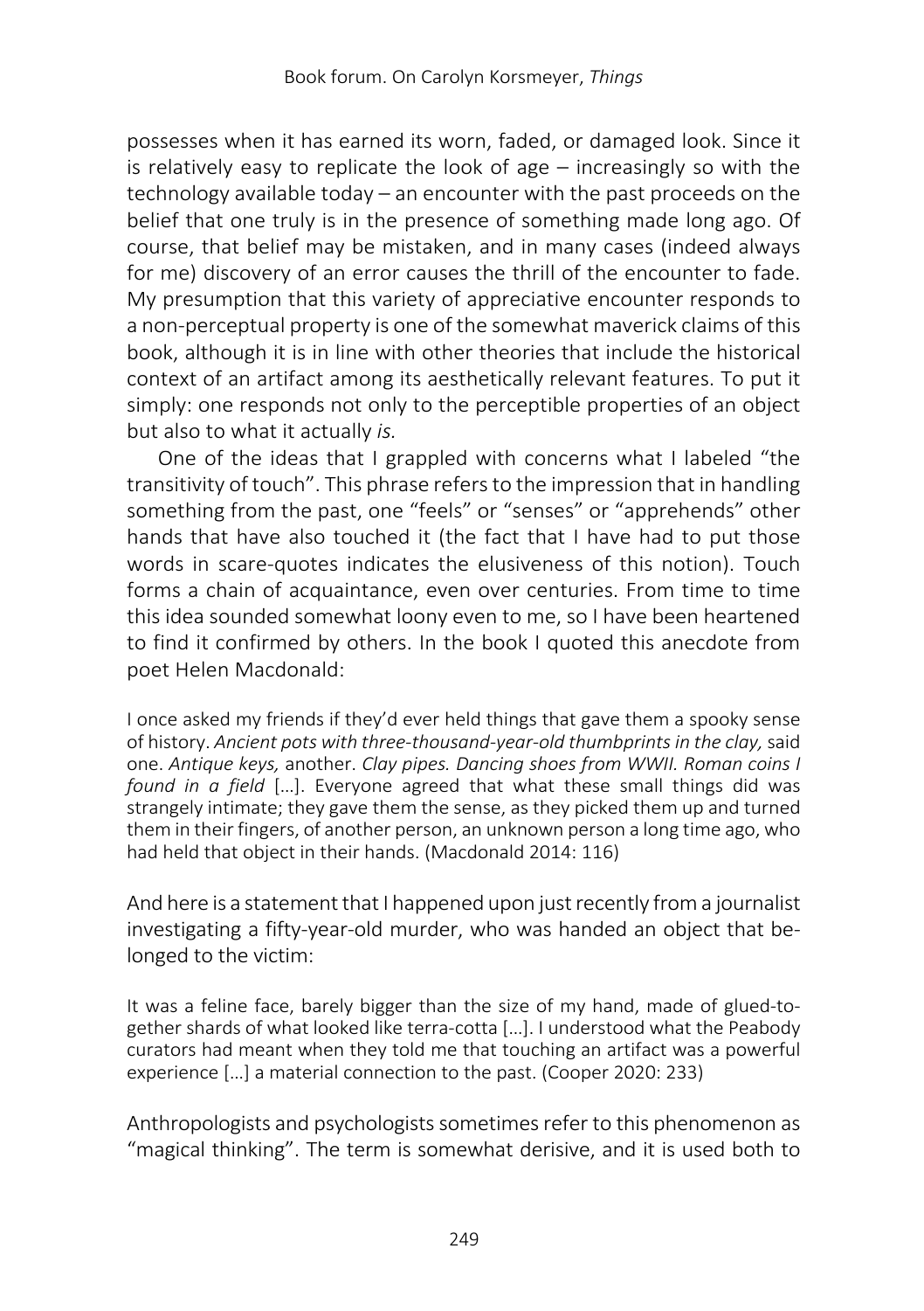possesses when it has earned its worn, faded, or damaged look. Since it is relatively easy to replicate the look of age – increasingly so with the technology available today – an encounter with the past proceeds on the belief that one truly is in the presence of something made long ago. Of course, that belief may be mistaken, and in many cases (indeed always for me) discovery of an error causes the thrill of the encounter to fade. My presumption that this variety of appreciative encounter responds to a non-perceptual property is one of the somewhat maverick claims of this book, although it is in line with other theories that include the historical context of an artifact among its aesthetically relevant features. To put it simply: one responds not only to the perceptible properties of an object but also to what it actually *is*.

One of the ideas that I grappled with concerns what I labeled "the transitivity of touch". This phrase refers to the impression that in handling something from the past, one "feels" or "senses" or "apprehends" other hands that have also touched it (the fact that I have had to put those words in scare-quotes indicates the elusiveness of this notion). Touch forms a chain of acquaintance, even over centuries. From time to time this idea sounded somewhat loony even to me, so I have been heartened to find it confirmed by others. In the book I quoted this anecdote from poet Helen Macdonald:

> I once asked my friends if they'd ever held things that gave them a spooky sense of history. *Ancient pots with three-thousand-year-old thumbprints in the clay,* said one. *Antique keys,* another. *Clay pipes. Dancing shoes from WWII. Roman coins I found in a field* […]. Everyone agreed that what these small things did was strangely intimate; they gave them the sense, as they picked them up and turned them in their fingers, of another person, an unknown person a long time ago, who had held that object in their hands. (Macdonald 2014: 116)

And here is a statement that I happened upon just recently from a journalist investigating a fifty-year-old murder, who was handed an object that belonged to the victim:

> It was a feline face, barely bigger than the size of my hand, made of glued-together shards of what looked like terra-cotta […]. I understood what the Peabody curators had meant when they told me that touching an artifact was a powerful experience […] a material connection to the past. (Cooper 2020: 233)

Anthropologists and psychologists sometimes refer to this phenomenon as "magical thinking". The term is somewhat derisive, and it is used both to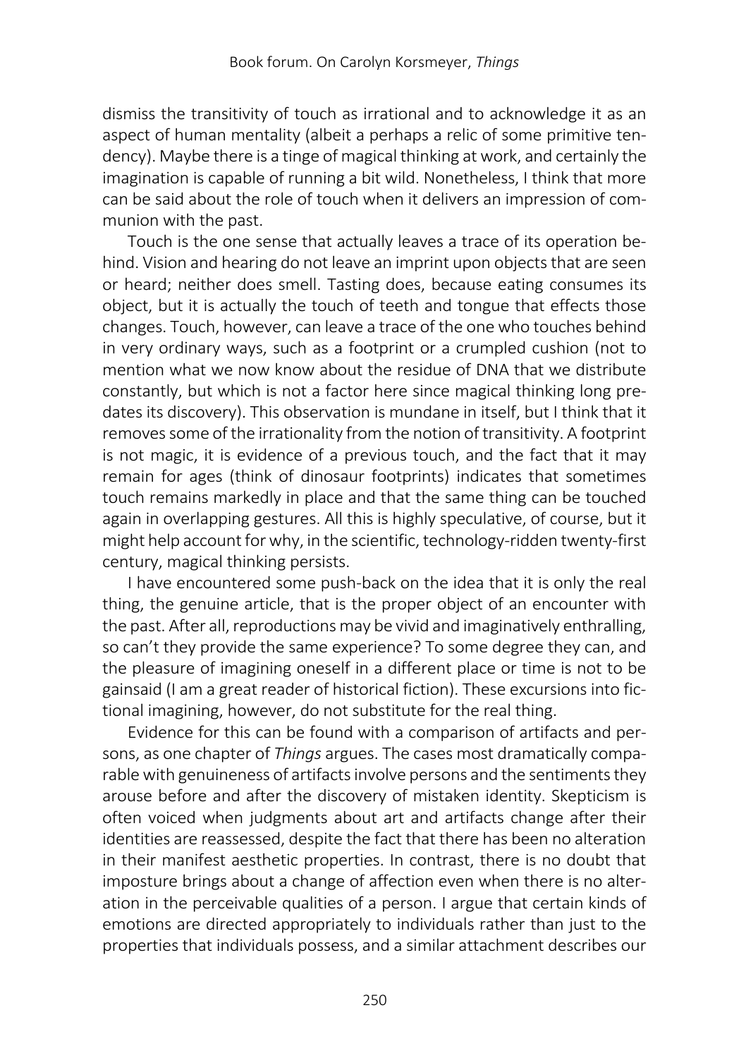dismiss the transitivity of touch as irrational and to acknowledge it as an aspect of human mentality (albeit a perhaps a relic of some primitive tendency). Maybe there is a tinge of magical thinking at work, and certainly the imagination is capable of running a bit wild. Nonetheless, I think that more can be said about the role of touch when it delivers an impression of communion with the past.

Touch is the one sense that actually leaves a trace of its operation behind. Vision and hearing do not leave an imprint upon objects that are seen or heard; neither does smell. Tasting does, because eating consumes its object, but it is actually the touch of teeth and tongue that effects those changes. Touch, however, can leave a trace of the one who touches behind in very ordinary ways, such as a footprint or a crumpled cushion (not to mention what we now know about the residue of DNA that we distribute constantly, but which is not a factor here since magical thinking long predates its discovery). This observation is mundane in itself, but I think that it removes some of the irrationality from the notion of transitivity. A footprint is not magic, it is evidence of a previous touch, and the fact that it may remain for ages (think of dinosaur footprints) indicates that sometimes touch remains markedly in place and that the same thing can be touched again in overlapping gestures. All this is highly speculative, of course, but it might help account for why, in the scientific, technology-ridden twenty-first century, magical thinking persists.

I have encountered some push-back on the idea that it is only the real thing, the genuine article, that is the proper object of an encounter with the past. After all, reproductions may be vivid and imaginatively enthralling, so can't they provide the same experience? To some degree they can, and the pleasure of imagining oneself in a different place or time is not to be gainsaid (I am a great reader of historical fiction). These excursions into fictional imagining, however, do not substitute for the real thing.

Evidence for this can be found with a comparison of artifacts and persons, as one chapter of *Things* argues. The cases most dramatically comparable with genuineness of artifacts involve persons and the sentiments they arouse before and after the discovery of mistaken identity. Skepticism is often voiced when judgments about art and artifacts change after their identities are reassessed, despite the fact that there has been no alteration in their manifest aesthetic properties. In contrast, there is no doubt that imposture brings about a change of affection even when there is no alteration in the perceivable qualities of a person. I argue that certain kinds of emotions are directed appropriately to individuals rather than just to the properties that individuals possess, and a similar attachment describes our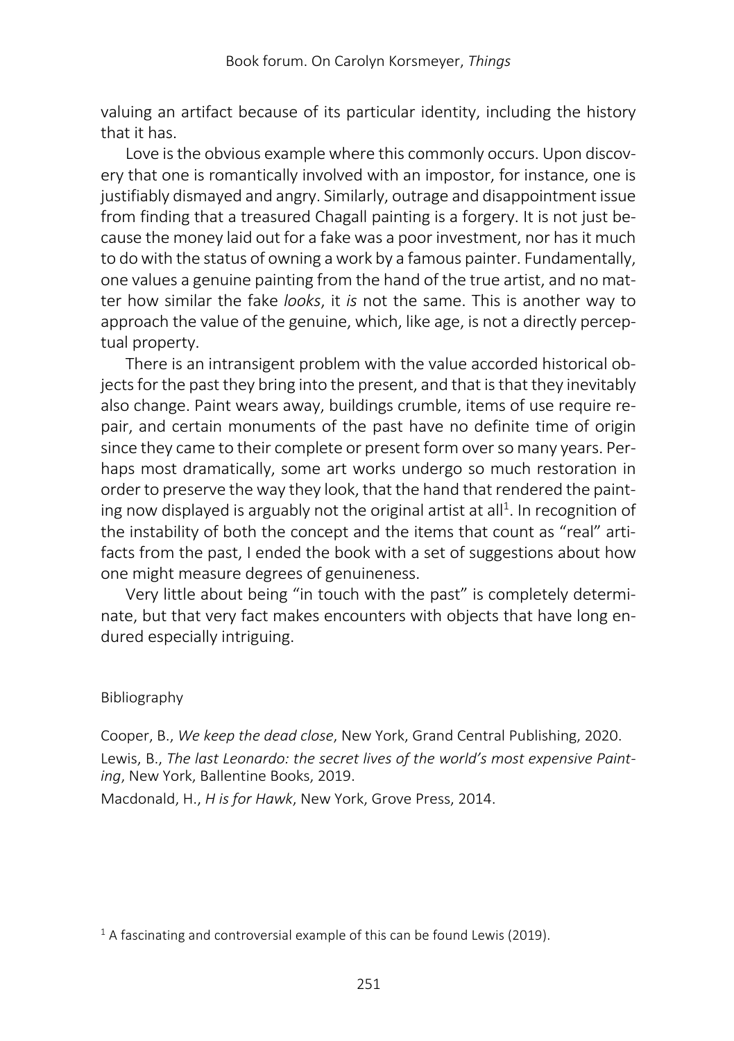valuing an artifact because of its particular identity, including the history that it has.

Love is the obvious example where this commonly occurs. Upon discovery that one is romantically involved with an impostor, for instance, one is justifiably dismayed and angry. Similarly, outrage and disappointment issue from finding that a treasured Chagall painting is a forgery. It is not just because the money laid out for a fake was a poor investment, nor has it much to do with the status of owning a work by a famous painter. Fundamentally, one values a genuine painting from the hand of the true artist, and no matter how similar the fake *looks*, it *is* not the same. This is another way to approach the value of the genuine, which, like age, is not a directly perceptual property.

There is an intransigent problem with the value accorded historical objects for the past they bring into the present, and that is that they inevitably also change. Paint wears away, buildings crumble, items of use require repair, and certain monuments of the past have no definite time of origin since they came to their complete or present form over so many years. Perhaps most dramatically, some art works undergo so much restoration in order to preserve the way they look, that the hand that rendered the painting now displayed is arguably not the original artist at all[1]. In recognition of the instability of both the concept and the items that count as "real" artifacts from the past, I ended the book with a set of suggestions about how one might measure degrees of genuineness.

Very little about being "in touch with the past" is completely determinate, but that very fact makes encounters with objects that have long endured especially intriguing.

Bibliography

Cooper, B., *We keep the dead close*, New York, Grand Central Publishing, 2020.

Lewis, B., *The last Leonardo: the secret lives of the world's most expensive Painting*, New York, Ballentine Books, 2019.

Macdonald, H., *H is for Hawk*, New York, Grove Press, 2014.

[1] A fascinating and controversial example of this can be found Lewis (2019).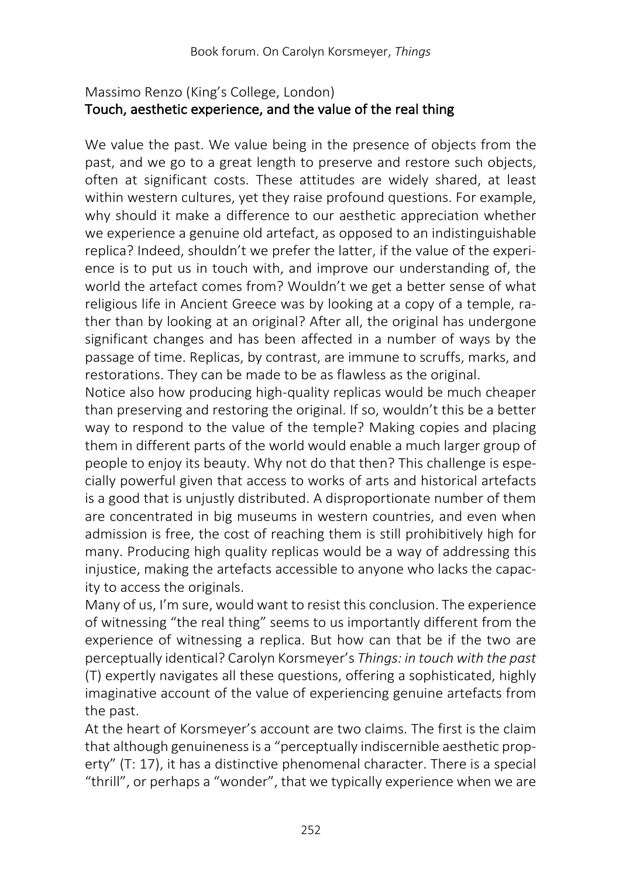Massimo Renzo (King's College, London)

## Touch, aesthetic experience, and the value of the real thing

We value the past. We value being in the presence of objects from the past, and we go to a great length to preserve and restore such objects, often at significant costs. These attitudes are widely shared, at least within western cultures, yet they raise profound questions. For example, why should it make a difference to our aesthetic appreciation whether we experience a genuine old artefact, as opposed to an indistinguishable replica? Indeed, shouldn't we prefer the latter, if the value of the experience is to put us in touch with, and improve our understanding of, the world the artefact comes from? Wouldn't we get a better sense of what religious life in Ancient Greece was by looking at a copy of a temple, rather than by looking at an original? After all, the original has undergone significant changes and has been affected in a number of ways by the passage of time. Replicas, by contrast, are immune to scruffs, marks, and restorations. They can be made to be as flawless as the original.

Notice also how producing high-quality replicas would be much cheaper than preserving and restoring the original. If so, wouldn't this be a better way to respond to the value of the temple? Making copies and placing them in different parts of the world would enable a much larger group of people to enjoy its beauty. Why not do that then? This challenge is especially powerful given that access to works of arts and historical artefacts is a good that is unjustly distributed. A disproportionate number of them are concentrated in big museums in western countries, and even when admission is free, the cost of reaching them is still prohibitively high for many. Producing high quality replicas would be a way of addressing this injustice, making the artefacts accessible to anyone who lacks the capacity to access the originals.

Many of us, I'm sure, would want to resist this conclusion. The experience of witnessing "the real thing" seems to us importantly different from the experience of witnessing a replica. But how can that be if the two are perceptually identical? Carolyn Korsmeyer's *Things: in touch with the past* (T) expertly navigates all these questions, offering a sophisticated, highly imaginative account of the value of experiencing genuine artefacts from the past.

At the heart of Korsmeyer's account are two claims. The first is the claim that although genuineness is a "perceptually indiscernible aesthetic property" (T: 17), it has a distinctive phenomenal character. There is a special "thrill", or perhaps a "wonder", that we typically experience when we are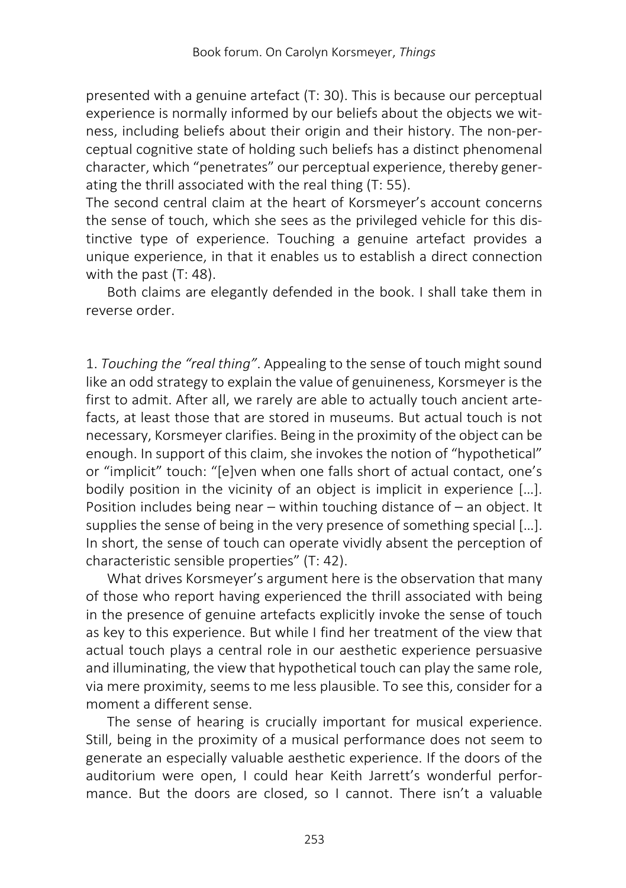presented with a genuine artefact (T: 30). This is because our perceptual experience is normally informed by our beliefs about the objects we witness, including beliefs about their origin and their history. The non-perceptual cognitive state of holding such beliefs has a distinct phenomenal character, which "penetrates" our perceptual experience, thereby generating the thrill associated with the real thing (T: 55).

The second central claim at the heart of Korsmeyer's account concerns the sense of touch, which she sees as the privileged vehicle for this distinctive type of experience. Touching a genuine artefact provides a unique experience, in that it enables us to establish a direct connection with the past (T: 48).

Both claims are elegantly defended in the book. I shall take them in reverse order.

1. *Touching the "real thing"*. Appealing to the sense of touch might sound like an odd strategy to explain the value of genuineness, Korsmeyer is the first to admit. After all, we rarely are able to actually touch ancient artefacts, at least those that are stored in museums. But actual touch is not necessary, Korsmeyer clarifies. Being in the proximity of the object can be enough. In support of this claim, she invokes the notion of "hypothetical" or "implicit" touch: "[e]ven when one falls short of actual contact, one's bodily position in the vicinity of an object is implicit in experience [...]. Position includes being near – within touching distance of – an object. It supplies the sense of being in the very presence of something special [...]. In short, the sense of touch can operate vividly absent the perception of characteristic sensible properties" (T: 42).

What drives Korsmeyer's argument here is the observation that many of those who report having experienced the thrill associated with being in the presence of genuine artefacts explicitly invoke the sense of touch as key to this experience. But while I find her treatment of the view that actual touch plays a central role in our aesthetic experience persuasive and illuminating, the view that hypothetical touch can play the same role, via mere proximity, seems to me less plausible. To see this, consider for a moment a different sense.

The sense of hearing is crucially important for musical experience. Still, being in the proximity of a musical performance does not seem to generate an especially valuable aesthetic experience. If the doors of the auditorium were open, I could hear Keith Jarrett's wonderful performance. But the doors are closed, so I cannot. There isn't a valuable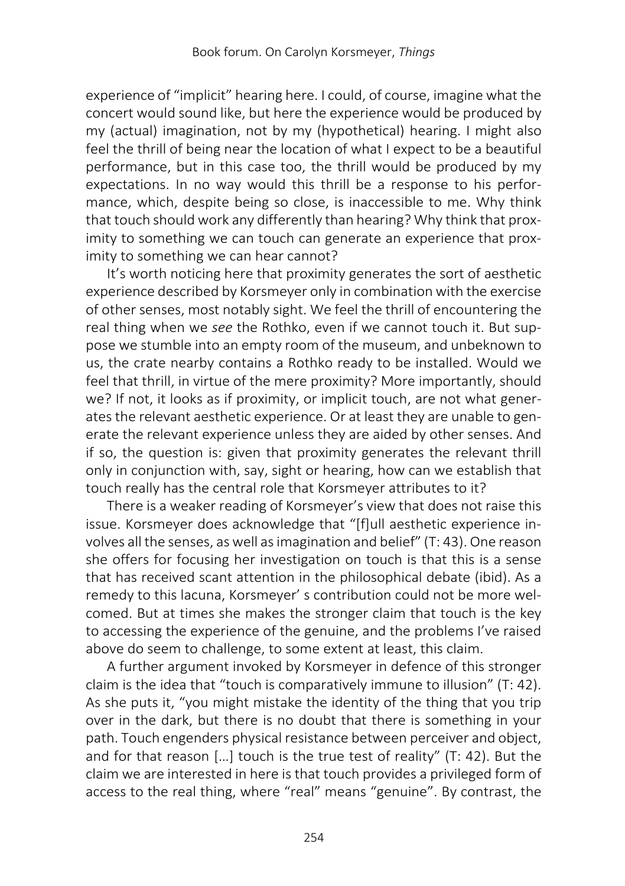experience of "implicit" hearing here. I could, of course, imagine what the concert would sound like, but here the experience would be produced by my (actual) imagination, not by my (hypothetical) hearing. I might also feel the thrill of being near the location of what I expect to be a beautiful performance, but in this case too, the thrill would be produced by my expectations. In no way would this thrill be a response to his performance, which, despite being so close, is inaccessible to me. Why think that touch should work any differently than hearing? Why think that proximity to something we can touch can generate an experience that proximity to something we can hear cannot?

It's worth noticing here that proximity generates the sort of aesthetic experience described by Korsmeyer only in combination with the exercise of other senses, most notably sight. We feel the thrill of encountering the real thing when we *see* the Rothko, even if we cannot touch it. But suppose we stumble into an empty room of the museum, and unbeknown to us, the crate nearby contains a Rothko ready to be installed. Would we feel that thrill, in virtue of the mere proximity? More importantly, should we? If not, it looks as if proximity, or implicit touch, are not what generates the relevant aesthetic experience. Or at least they are unable to generate the relevant experience unless they are aided by other senses. And if so, the question is: given that proximity generates the relevant thrill only in conjunction with, say, sight or hearing, how can we establish that touch really has the central role that Korsmeyer attributes to it?

There is a weaker reading of Korsmeyer's view that does not raise this issue. Korsmeyer does acknowledge that "[f]ull aesthetic experience involves all the senses, as well as imagination and belief" (T: 43). One reason she offers for focusing her investigation on touch is that this is a sense that has received scant attention in the philosophical debate (ibid). As a remedy to this lacuna, Korsmeyer' s contribution could not be more welcomed. But at times she makes the stronger claim that touch is the key to accessing the experience of the genuine, and the problems I've raised above do seem to challenge, to some extent at least, this claim.

A further argument invoked by Korsmeyer in defence of this stronger claim is the idea that "touch is comparatively immune to illusion" (T: 42). As she puts it, "you might mistake the identity of the thing that you trip over in the dark, but there is no doubt that there is something in your path. Touch engenders physical resistance between perceiver and object, and for that reason […] touch is the true test of reality" (T: 42). But the claim we are interested in here is that touch provides a privileged form of access to the real thing, where "real" means "genuine". By contrast, the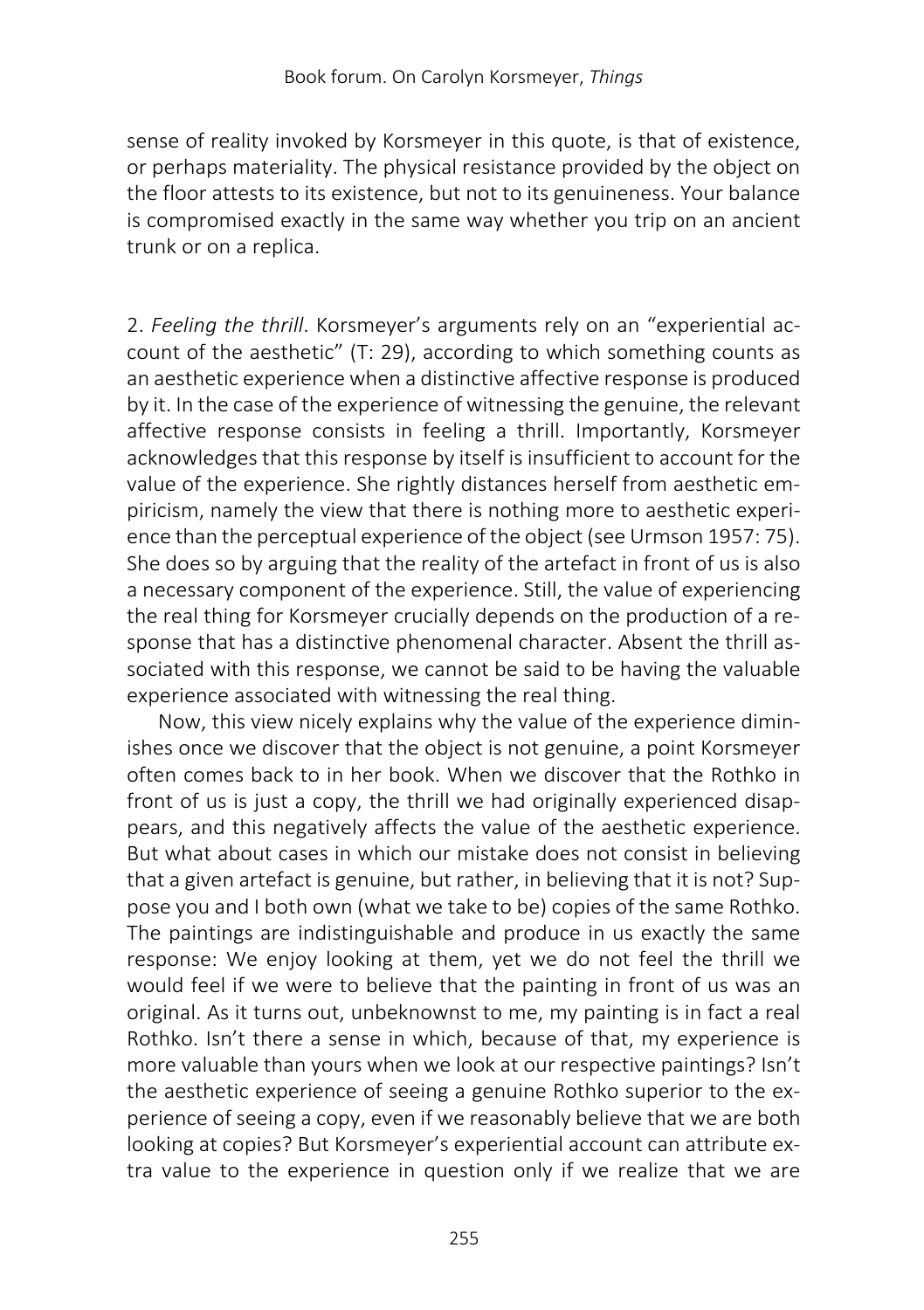sense of reality invoked by Korsmeyer in this quote, is that of existence, or perhaps materiality. The physical resistance provided by the object on the floor attests to its existence, but not to its genuineness. Your balance is compromised exactly in the same way whether you trip on an ancient trunk or on a replica.

2. *Feeling the thrill*. Korsmeyer's arguments rely on an "experiential account of the aesthetic" (T: 29), according to which something counts as an aesthetic experience when a distinctive affective response is produced by it. In the case of the experience of witnessing the genuine, the relevant affective response consists in feeling a thrill. Importantly, Korsmeyer acknowledges that this response by itself is insufficient to account for the value of the experience. She rightly distances herself from aesthetic empiricism, namely the view that there is nothing more to aesthetic experience than the perceptual experience of the object (see Urmson 1957: 75). She does so by arguing that the reality of the artefact in front of us is also a necessary component of the experience. Still, the value of experiencing the real thing for Korsmeyer crucially depends on the production of a response that has a distinctive phenomenal character. Absent the thrill associated with this response, we cannot be said to be having the valuable experience associated with witnessing the real thing.

Now, this view nicely explains why the value of the experience diminishes once we discover that the object is not genuine, a point Korsmeyer often comes back to in her book. When we discover that the Rothko in front of us is just a copy, the thrill we had originally experienced disappears, and this negatively affects the value of the aesthetic experience. But what about cases in which our mistake does not consist in believing that a given artefact is genuine, but rather, in believing that it is not? Suppose you and I both own (what we take to be) copies of the same Rothko. The paintings are indistinguishable and produce in us exactly the same response: We enjoy looking at them, yet we do not feel the thrill we would feel if we were to believe that the painting in front of us was an original. As it turns out, unbeknownst to me, my painting is in fact a real Rothko. Isn't there a sense in which, because of that, my experience is more valuable than yours when we look at our respective paintings? Isn't the aesthetic experience of seeing a genuine Rothko superior to the experience of seeing a copy, even if we reasonably believe that we are both looking at copies? But Korsmeyer's experiential account can attribute extra value to the experience in question only if we realize that we are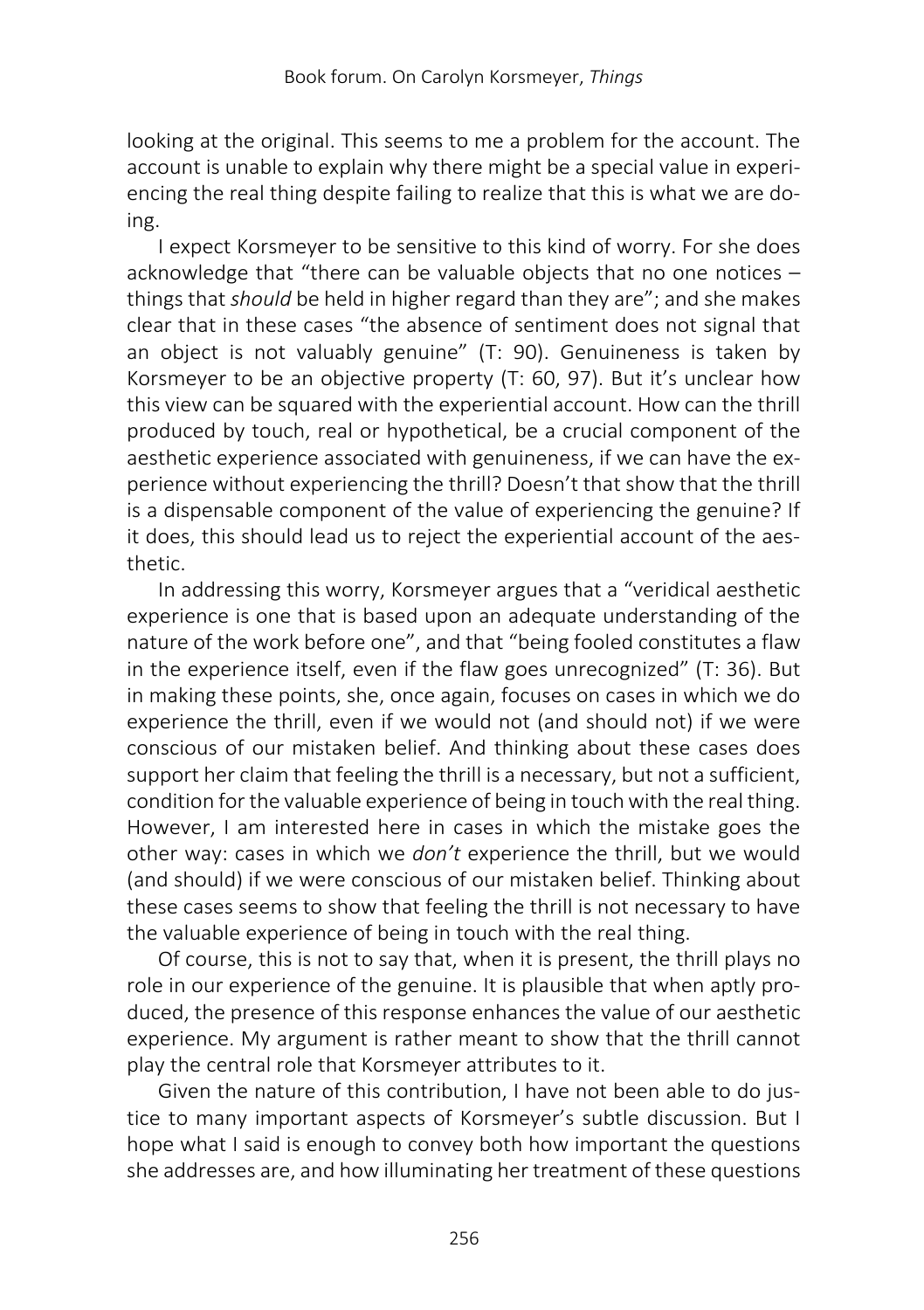looking at the original. This seems to me a problem for the account. The account is unable to explain why there might be a special value in experiencing the real thing despite failing to realize that this is what we are doing.

I expect Korsmeyer to be sensitive to this kind of worry. For she does acknowledge that "there can be valuable objects that no one notices – things that *should* be held in higher regard than they are"; and she makes clear that in these cases "the absence of sentiment does not signal that an object is not valuably genuine" (T: 90). Genuineness is taken by Korsmeyer to be an objective property (T: 60, 97). But it's unclear how this view can be squared with the experiential account. How can the thrill produced by touch, real or hypothetical, be a crucial component of the aesthetic experience associated with genuineness, if we can have the experience without experiencing the thrill? Doesn't that show that the thrill is a dispensable component of the value of experiencing the genuine? If it does, this should lead us to reject the experiential account of the aesthetic.

In addressing this worry, Korsmeyer argues that a "veridical aesthetic experience is one that is based upon an adequate understanding of the nature of the work before one", and that "being fooled constitutes a flaw in the experience itself, even if the flaw goes unrecognized" (T: 36). But in making these points, she, once again, focuses on cases in which we do experience the thrill, even if we would not (and should not) if we were conscious of our mistaken belief. And thinking about these cases does support her claim that feeling the thrill is a necessary, but not a sufficient, condition for the valuable experience of being in touch with the real thing. However, I am interested here in cases in which the mistake goes the other way: cases in which we *don't* experience the thrill, but we would (and should) if we were conscious of our mistaken belief. Thinking about these cases seems to show that feeling the thrill is not necessary to have the valuable experience of being in touch with the real thing.

Of course, this is not to say that, when it is present, the thrill plays no role in our experience of the genuine. It is plausible that when aptly produced, the presence of this response enhances the value of our aesthetic experience. My argument is rather meant to show that the thrill cannot play the central role that Korsmeyer attributes to it.

Given the nature of this contribution, I have not been able to do justice to many important aspects of Korsmeyer's subtle discussion. But I hope what I said is enough to convey both how important the questions she addresses are, and how illuminating her treatment of these questions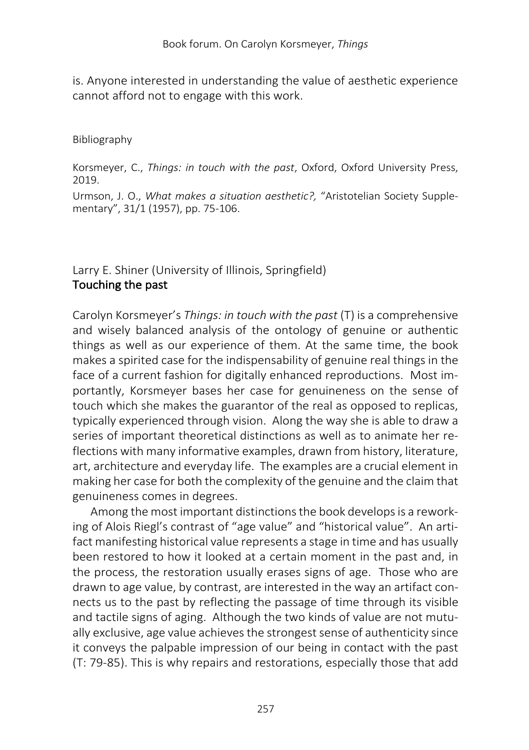is. Anyone interested in understanding the value of aesthetic experience cannot afford not to engage with this work.

Bibliography

Korsmeyer, C., *Things: in touch with the past*, Oxford, Oxford University Press, 2019.

Urmson, J. O., *What makes a situation aesthetic?,* "Aristotelian Society Supplementary", 31/1 (1957), pp. 75-106.

Larry E. Shiner (University of Illinois, Springfield)

## Touching the past

Carolyn Korsmeyer's *Things: in touch with the past* (T) is a comprehensive and wisely balanced analysis of the ontology of genuine or authentic things as well as our experience of them. At the same time, the book makes a spirited case for the indispensability of genuine real things in the face of a current fashion for digitally enhanced reproductions. Most importantly, Korsmeyer bases her case for genuineness on the sense of touch which she makes the guarantor of the real as opposed to replicas, typically experienced through vision. Along the way she is able to draw a series of important theoretical distinctions as well as to animate her reflections with many informative examples, drawn from history, literature, art, architecture and everyday life. The examples are a crucial element in making her case for both the complexity of the genuine and the claim that genuineness comes in degrees.

Among the most important distinctions the book develops is a reworking of Alois Riegl's contrast of "age value" and "historical value". An artifact manifesting historical value represents a stage in time and has usually been restored to how it looked at a certain moment in the past and, in the process, the restoration usually erases signs of age. Those who are drawn to age value, by contrast, are interested in the way an artifact connects us to the past by reflecting the passage of time through its visible and tactile signs of aging. Although the two kinds of value are not mutually exclusive, age value achieves the strongest sense of authenticity since it conveys the palpable impression of our being in contact with the past (T: 79-85). This is why repairs and restorations, especially those that add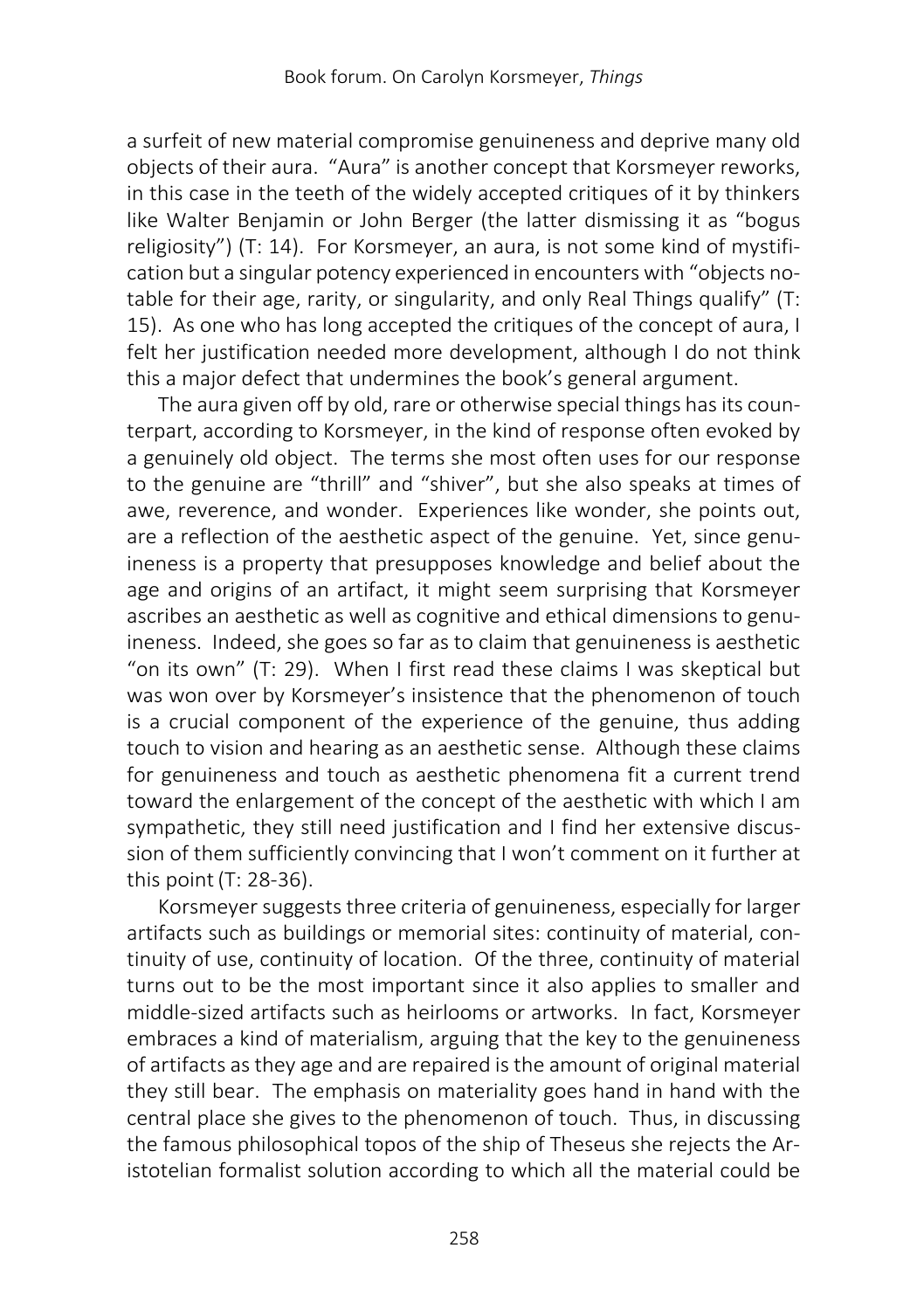a surfeit of new material compromise genuineness and deprive many old objects of their aura. "Aura" is another concept that Korsmeyer reworks, in this case in the teeth of the widely accepted critiques of it by thinkers like Walter Benjamin or John Berger (the latter dismissing it as "bogus religiosity") (T: 14). For Korsmeyer, an aura, is not some kind of mystification but a singular potency experienced in encounters with "objects notable for their age, rarity, or singularity, and only Real Things qualify" (T: 15). As one who has long accepted the critiques of the concept of aura, I felt her justification needed more development, although I do not think this a major defect that undermines the book's general argument.

The aura given off by old, rare or otherwise special things has its counterpart, according to Korsmeyer, in the kind of response often evoked by a genuinely old object. The terms she most often uses for our response to the genuine are "thrill" and "shiver", but she also speaks at times of awe, reverence, and wonder. Experiences like wonder, she points out, are a reflection of the aesthetic aspect of the genuine. Yet, since genuineness is a property that presupposes knowledge and belief about the age and origins of an artifact, it might seem surprising that Korsmeyer ascribes an aesthetic as well as cognitive and ethical dimensions to genuineness. Indeed, she goes so far as to claim that genuineness is aesthetic "on its own" (T: 29). When I first read these claims I was skeptical but was won over by Korsmeyer's insistence that the phenomenon of touch is a crucial component of the experience of the genuine, thus adding touch to vision and hearing as an aesthetic sense. Although these claims for genuineness and touch as aesthetic phenomena fit a current trend toward the enlargement of the concept of the aesthetic with which I am sympathetic, they still need justification and I find her extensive discussion of them sufficiently convincing that I won't comment on it further at this point (T: 28-36).

Korsmeyer suggests three criteria of genuineness, especially for larger artifacts such as buildings or memorial sites: continuity of material, continuity of use, continuity of location. Of the three, continuity of material turns out to be the most important since it also applies to smaller and middle-sized artifacts such as heirlooms or artworks. In fact, Korsmeyer embraces a kind of materialism, arguing that the key to the genuineness of artifacts as they age and are repaired is the amount of original material they still bear. The emphasis on materiality goes hand in hand with the central place she gives to the phenomenon of touch. Thus, in discussing the famous philosophical topos of the ship of Theseus she rejects the Aristotelian formalist solution according to which all the material could be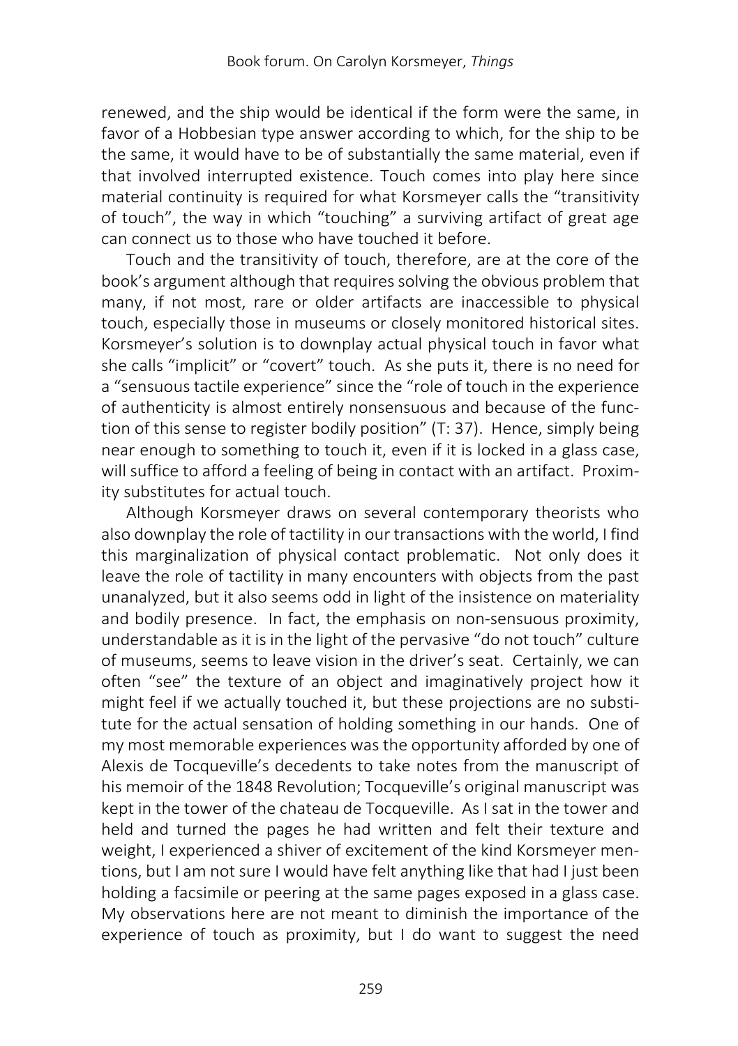renewed, and the ship would be identical if the form were the same, in favor of a Hobbesian type answer according to which, for the ship to be the same, it would have to be of substantially the same material, even if that involved interrupted existence. Touch comes into play here since material continuity is required for what Korsmeyer calls the "transitivity of touch", the way in which "touching" a surviving artifact of great age can connect us to those who have touched it before.

Touch and the transitivity of touch, therefore, are at the core of the book's argument although that requires solving the obvious problem that many, if not most, rare or older artifacts are inaccessible to physical touch, especially those in museums or closely monitored historical sites. Korsmeyer's solution is to downplay actual physical touch in favor what she calls "implicit" or "covert" touch. As she puts it, there is no need for a "sensuous tactile experience" since the "role of touch in the experience of authenticity is almost entirely nonsensuous and because of the function of this sense to register bodily position" (T: 37). Hence, simply being near enough to something to touch it, even if it is locked in a glass case, will suffice to afford a feeling of being in contact with an artifact. Proximity substitutes for actual touch.

Although Korsmeyer draws on several contemporary theorists who also downplay the role of tactility in our transactions with the world, I find this marginalization of physical contact problematic. Not only does it leave the role of tactility in many encounters with objects from the past unanalyzed, but it also seems odd in light of the insistence on materiality and bodily presence. In fact, the emphasis on non-sensuous proximity, understandable as it is in the light of the pervasive "do not touch" culture of museums, seems to leave vision in the driver's seat. Certainly, we can often "see" the texture of an object and imaginatively project how it might feel if we actually touched it, but these projections are no substitute for the actual sensation of holding something in our hands. One of my most memorable experiences was the opportunity afforded by one of Alexis de Tocqueville's decedents to take notes from the manuscript of his memoir of the 1848 Revolution; Tocqueville's original manuscript was kept in the tower of the chateau de Tocqueville. As I sat in the tower and held and turned the pages he had written and felt their texture and weight, I experienced a shiver of excitement of the kind Korsmeyer mentions, but I am not sure I would have felt anything like that had I just been holding a facsimile or peering at the same pages exposed in a glass case. My observations here are not meant to diminish the importance of the experience of touch as proximity, but I do want to suggest the need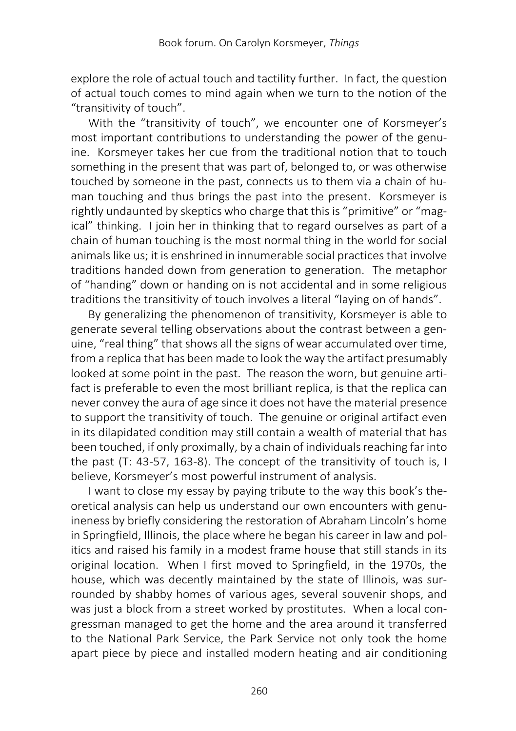explore the role of actual touch and tactility further. In fact, the question of actual touch comes to mind again when we turn to the notion of the "transitivity of touch".

With the "transitivity of touch", we encounter one of Korsmeyer's most important contributions to understanding the power of the genuine. Korsmeyer takes her cue from the traditional notion that to touch something in the present that was part of, belonged to, or was otherwise touched by someone in the past, connects us to them via a chain of human touching and thus brings the past into the present. Korsmeyer is rightly undaunted by skeptics who charge that this is "primitive" or "magical" thinking. I join her in thinking that to regard ourselves as part of a chain of human touching is the most normal thing in the world for social animals like us; it is enshrined in innumerable social practices that involve traditions handed down from generation to generation. The metaphor of "handing" down or handing on is not accidental and in some religious traditions the transitivity of touch involves a literal "laying on of hands".

By generalizing the phenomenon of transitivity, Korsmeyer is able to generate several telling observations about the contrast between a genuine, "real thing" that shows all the signs of wear accumulated over time, from a replica that has been made to look the way the artifact presumably looked at some point in the past. The reason the worn, but genuine artifact is preferable to even the most brilliant replica, is that the replica can never convey the aura of age since it does not have the material presence to support the transitivity of touch. The genuine or original artifact even in its dilapidated condition may still contain a wealth of material that has been touched, if only proximally, by a chain of individuals reaching far into the past (T: 43-57, 163-8). The concept of the transitivity of touch is, I believe, Korsmeyer's most powerful instrument of analysis.

I want to close my essay by paying tribute to the way this book's theoretical analysis can help us understand our own encounters with genuineness by briefly considering the restoration of Abraham Lincoln's home in Springfield, Illinois, the place where he began his career in law and politics and raised his family in a modest frame house that still stands in its original location. When I first moved to Springfield, in the 1970s, the house, which was decently maintained by the state of Illinois, was surrounded by shabby homes of various ages, several souvenir shops, and was just a block from a street worked by prostitutes. When a local congressman managed to get the home and the area around it transferred to the National Park Service, the Park Service not only took the home apart piece by piece and installed modern heating and air conditioning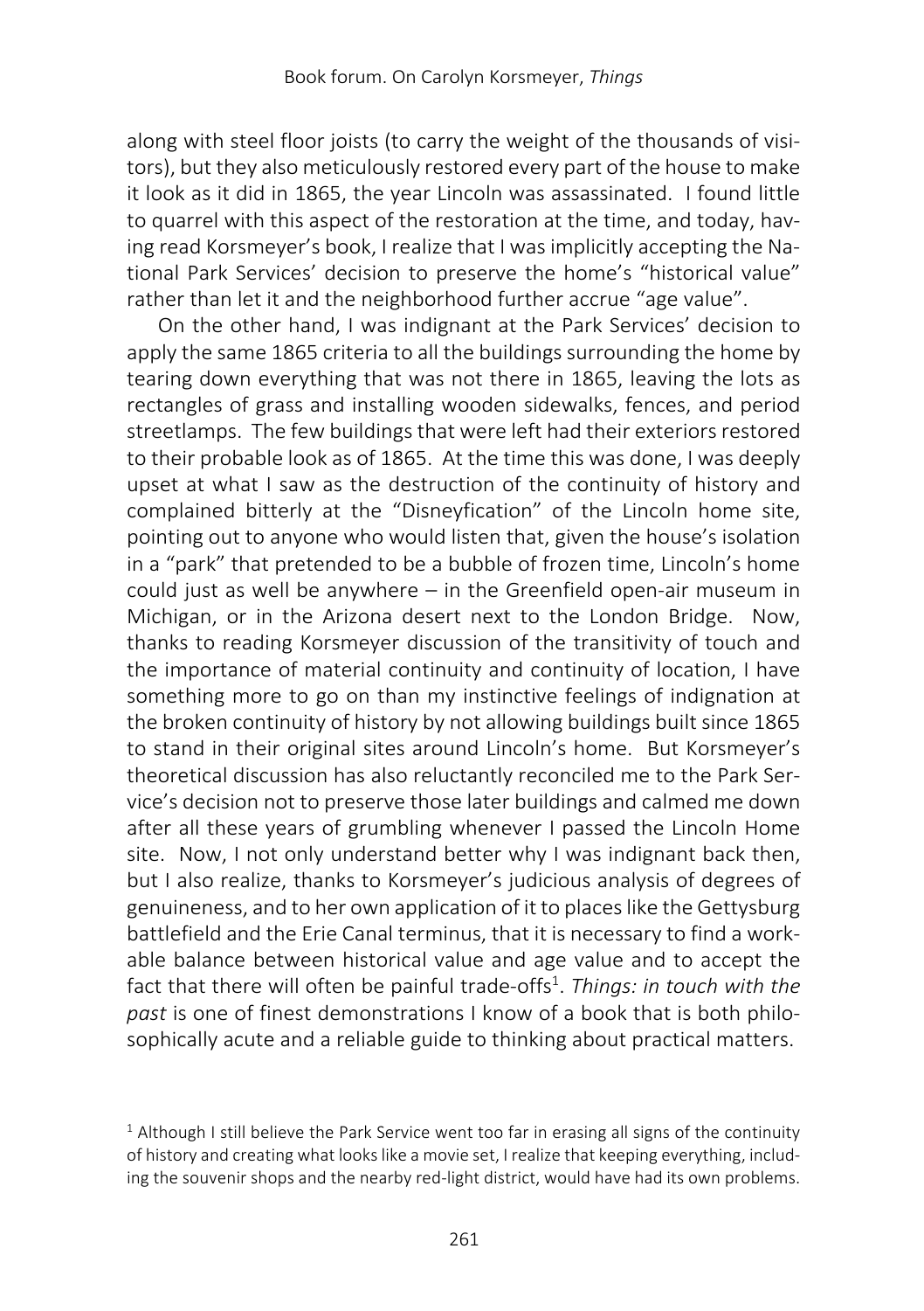along with steel floor joists (to carry the weight of the thousands of visitors), but they also meticulously restored every part of the house to make it look as it did in 1865, the year Lincoln was assassinated. I found little to quarrel with this aspect of the restoration at the time, and today, having read Korsmeyer's book, I realize that I was implicitly accepting the National Park Services' decision to preserve the home's "historical value" rather than let it and the neighborhood further accrue "age value".

On the other hand, I was indignant at the Park Services' decision to apply the same 1865 criteria to all the buildings surrounding the home by tearing down everything that was not there in 1865, leaving the lots as rectangles of grass and installing wooden sidewalks, fences, and period streetlamps. The few buildings that were left had their exteriors restored to their probable look as of 1865. At the time this was done, I was deeply upset at what I saw as the destruction of the continuity of history and complained bitterly at the "Disneyfication" of the Lincoln home site, pointing out to anyone who would listen that, given the house's isolation in a "park" that pretended to be a bubble of frozen time, Lincoln's home could just as well be anywhere – in the Greenfield open-air museum in Michigan, or in the Arizona desert next to the London Bridge. Now, thanks to reading Korsmeyer discussion of the transitivity of touch and the importance of material continuity and continuity of location, I have something more to go on than my instinctive feelings of indignation at the broken continuity of history by not allowing buildings built since 1865 to stand in their original sites around Lincoln's home. But Korsmeyer's theoretical discussion has also reluctantly reconciled me to the Park Service's decision not to preserve those later buildings and calmed me down after all these years of grumbling whenever I passed the Lincoln Home site. Now, I not only understand better why I was indignant back then, but I also realize, thanks to Korsmeyer's judicious analysis of degrees of genuineness, and to her own application of it to places like the Gettysburg battlefield and the Erie Canal terminus, that it is necessary to find a workable balance between historical value and age value and to accept the fact that there will often be painful trade-offs[1]. *Things: in touch with the past* is one of finest demonstrations I know of a book that is both philosophically acute and a reliable guide to thinking about practical matters.

[1] Although I still believe the Park Service went too far in erasing all signs of the continuity of history and creating what looks like a movie set, I realize that keeping everything, including the souvenir shops and the nearby red-light district, would have had its own problems.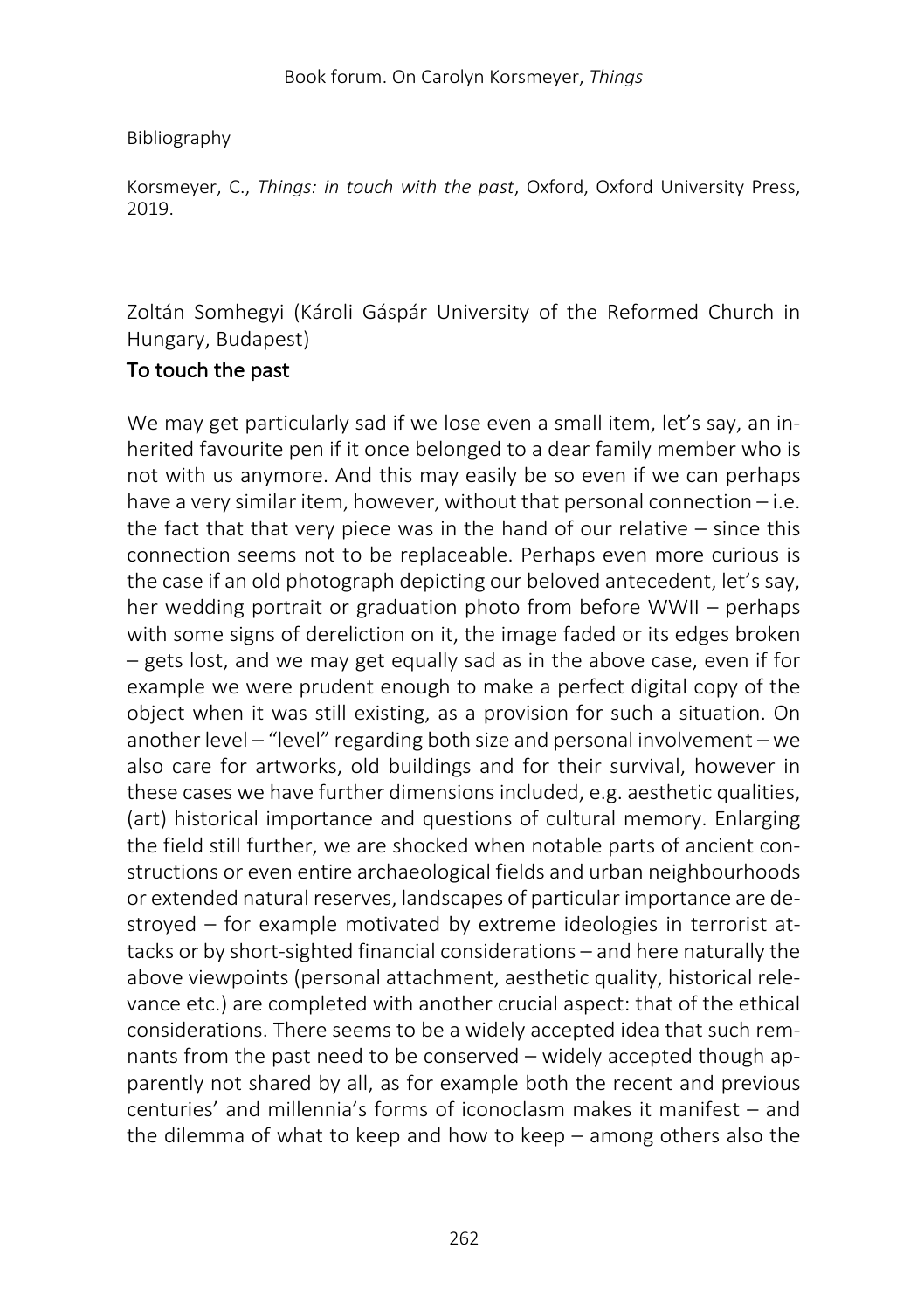Bibliography

Korsmeyer, C., *Things: in touch with the past*, Oxford, Oxford University Press, 2019.

Zoltán Somhegyi (Károli Gáspár University of the Reformed Church in Hungary, Budapest)

## To touch the past

We may get particularly sad if we lose even a small item, let's say, an inherited favourite pen if it once belonged to a dear family member who is not with us anymore. And this may easily be so even if we can perhaps have a very similar item, however, without that personal connection – i.e. the fact that that very piece was in the hand of our relative – since this connection seems not to be replaceable. Perhaps even more curious is the case if an old photograph depicting our beloved antecedent, let's say, her wedding portrait or graduation photo from before WWII – perhaps with some signs of dereliction on it, the image faded or its edges broken – gets lost, and we may get equally sad as in the above case, even if for example we were prudent enough to make a perfect digital copy of the object when it was still existing, as a provision for such a situation. On another level – "level" regarding both size and personal involvement – we also care for artworks, old buildings and for their survival, however in these cases we have further dimensions included, e.g. aesthetic qualities, (art) historical importance and questions of cultural memory. Enlarging the field still further, we are shocked when notable parts of ancient constructions or even entire archaeological fields and urban neighbourhoods or extended natural reserves, landscapes of particular importance are destroyed – for example motivated by extreme ideologies in terrorist attacks or by short-sighted financial considerations – and here naturally the above viewpoints (personal attachment, aesthetic quality, historical relevance etc.) are completed with another crucial aspect: that of the ethical considerations. There seems to be a widely accepted idea that such remnants from the past need to be conserved – widely accepted though apparently not shared by all, as for example both the recent and previous centuries' and millennia's forms of iconoclasm makes it manifest – and the dilemma of what to keep and how to keep – among others also the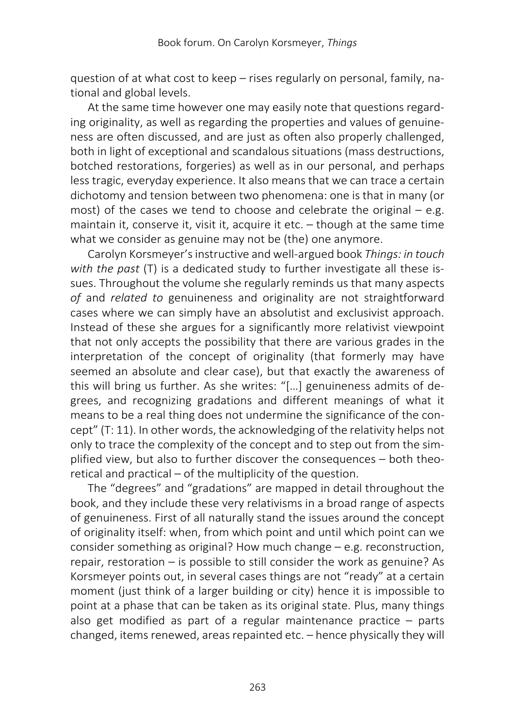question of at what cost to keep – rises regularly on personal, family, national and global levels.

At the same time however one may easily note that questions regarding originality, as well as regarding the properties and values of genuineness are often discussed, and are just as often also properly challenged, both in light of exceptional and scandalous situations (mass destructions, botched restorations, forgeries) as well as in our personal, and perhaps less tragic, everyday experience. It also means that we can trace a certain dichotomy and tension between two phenomena: one is that in many (or most) of the cases we tend to choose and celebrate the original – e.g. maintain it, conserve it, visit it, acquire it etc. – though at the same time what we consider as genuine may not be (the) one anymore.

Carolyn Korsmeyer's instructive and well-argued book *Things: in touch with the past* (T) is a dedicated study to further investigate all these issues. Throughout the volume she regularly reminds us that many aspects *of* and *related to* genuineness and originality are not straightforward cases where we can simply have an absolutist and exclusivist approach. Instead of these she argues for a significantly more relativist viewpoint that not only accepts the possibility that there are various grades in the interpretation of the concept of originality (that formerly may have seemed an absolute and clear case), but that exactly the awareness of this will bring us further. As she writes: "[…] genuineness admits of degrees, and recognizing gradations and different meanings of what it means to be a real thing does not undermine the significance of the concept" (T: 11). In other words, the acknowledging of the relativity helps not only to trace the complexity of the concept and to step out from the simplified view, but also to further discover the consequences – both theoretical and practical – of the multiplicity of the question.

The "degrees" and "gradations" are mapped in detail throughout the book, and they include these very relativisms in a broad range of aspects of genuineness. First of all naturally stand the issues around the concept of originality itself: when, from which point and until which point can we consider something as original? How much change – e.g. reconstruction, repair, restoration – is possible to still consider the work as genuine? As Korsmeyer points out, in several cases things are not "ready" at a certain moment (just think of a larger building or city) hence it is impossible to point at a phase that can be taken as its original state. Plus, many things also get modified as part of a regular maintenance practice – parts changed, items renewed, areas repainted etc. – hence physically they will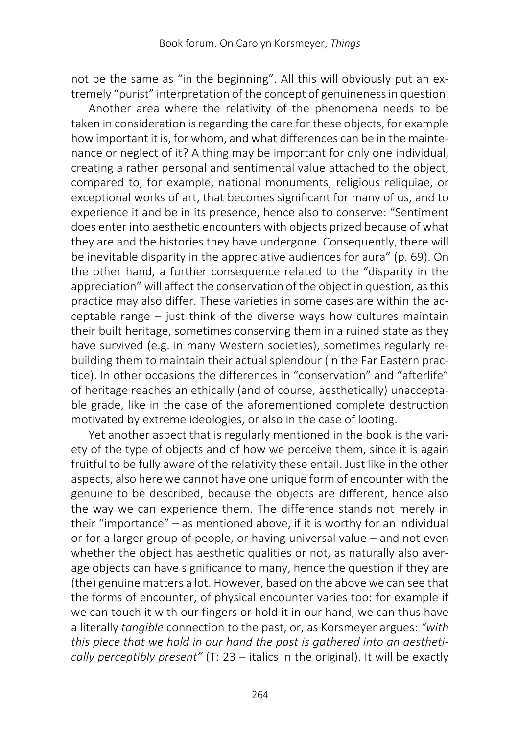not be the same as "in the beginning". All this will obviously put an extremely "purist" interpretation of the concept of genuineness in question.

Another area where the relativity of the phenomena needs to be taken in consideration is regarding the care for these objects, for example how important it is, for whom, and what differences can be in the maintenance or neglect of it? A thing may be important for only one individual, creating a rather personal and sentimental value attached to the object, compared to, for example, national monuments, religious reliquiae, or exceptional works of art, that becomes significant for many of us, and to experience it and be in its presence, hence also to conserve: "Sentiment does enter into aesthetic encounters with objects prized because of what they are and the histories they have undergone. Consequently, there will be inevitable disparity in the appreciative audiences for aura" (p. 69). On the other hand, a further consequence related to the "disparity in the appreciation" will affect the conservation of the object in question, as this practice may also differ. These varieties in some cases are within the acceptable range – just think of the diverse ways how cultures maintain their built heritage, sometimes conserving them in a ruined state as they have survived (e.g. in many Western societies), sometimes regularly rebuilding them to maintain their actual splendour (in the Far Eastern practice). In other occasions the differences in "conservation" and "afterlife" of heritage reaches an ethically (and of course, aesthetically) unacceptable grade, like in the case of the aforementioned complete destruction motivated by extreme ideologies, or also in the case of looting.

Yet another aspect that is regularly mentioned in the book is the variety of the type of objects and of how we perceive them, since it is again fruitful to be fully aware of the relativity these entail. Just like in the other aspects, also here we cannot have one unique form of encounter with the genuine to be described, because the objects are different, hence also the way we can experience them. The difference stands not merely in their "importance" – as mentioned above, if it is worthy for an individual or for a larger group of people, or having universal value – and not even whether the object has aesthetic qualities or not, as naturally also average objects can have significance to many, hence the question if they are (the) genuine matters a lot. However, based on the above we can see that the forms of encounter, of physical encounter varies too: for example if we can touch it with our fingers or hold it in our hand, we can thus have a literally *tangible* connection to the past, or, as Korsmeyer argues: *"with this piece that we hold in our hand the past is gathered into an aesthetically perceptibly present"* (T: 23 – italics in the original). It will be exactly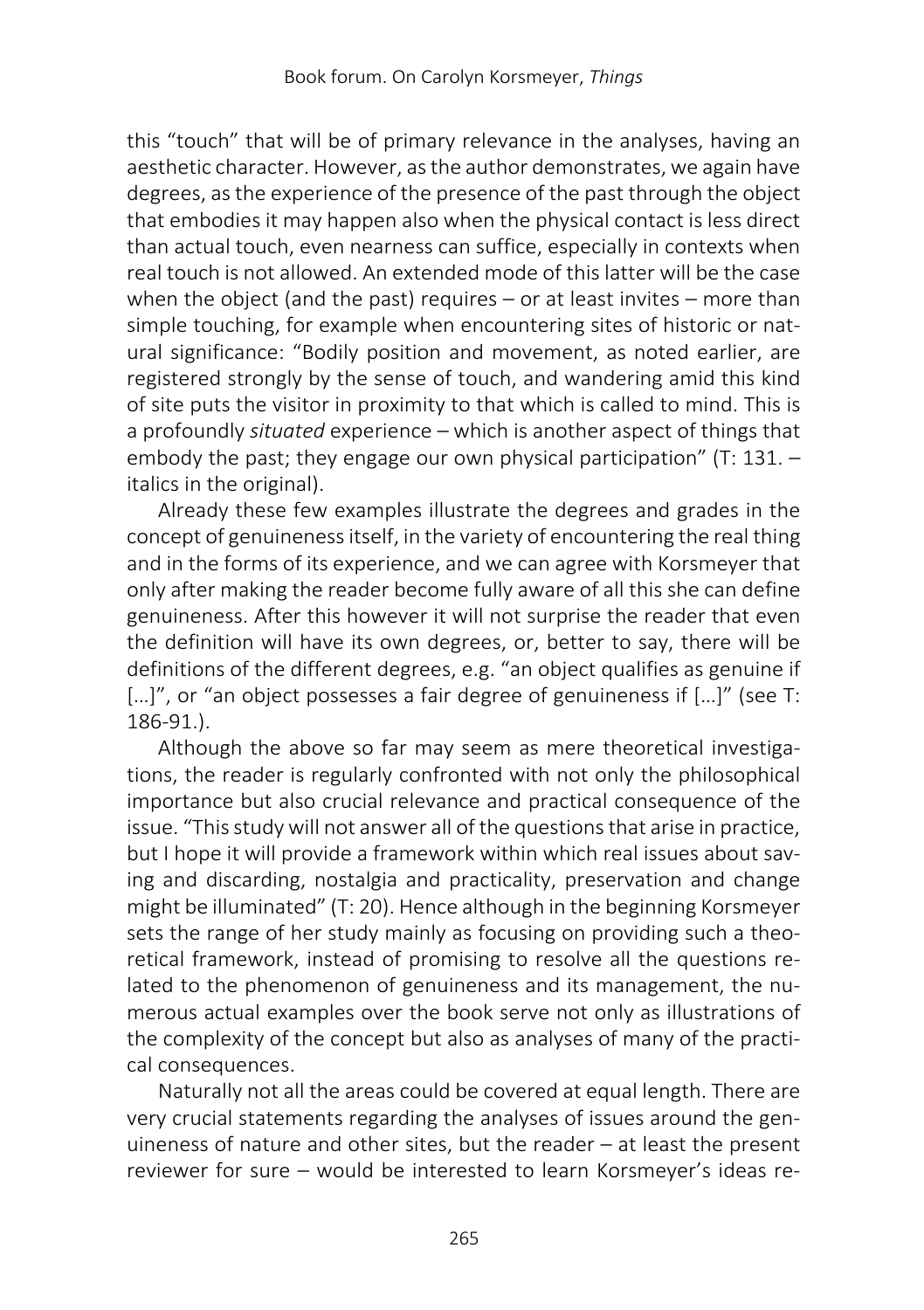this "touch" that will be of primary relevance in the analyses, having an aesthetic character. However, as the author demonstrates, we again have degrees, as the experience of the presence of the past through the object that embodies it may happen also when the physical contact is less direct than actual touch, even nearness can suffice, especially in contexts when real touch is not allowed. An extended mode of this latter will be the case when the object (and the past) requires – or at least invites – more than simple touching, for example when encountering sites of historic or natural significance: "Bodily position and movement, as noted earlier, are registered strongly by the sense of touch, and wandering amid this kind of site puts the visitor in proximity to that which is called to mind. This is a profoundly *situated* experience – which is another aspect of things that embody the past; they engage our own physical participation" (T: 131. – italics in the original).

Already these few examples illustrate the degrees and grades in the concept of genuineness itself, in the variety of encountering the real thing and in the forms of its experience, and we can agree with Korsmeyer that only after making the reader become fully aware of all this she can define genuineness. After this however it will not surprise the reader that even the definition will have its own degrees, or, better to say, there will be definitions of the different degrees, e.g. "an object qualifies as genuine if […]", or "an object possesses a fair degree of genuineness if […]" (see T: 186-91.).

Although the above so far may seem as mere theoretical investigations, the reader is regularly confronted with not only the philosophical importance but also crucial relevance and practical consequence of the issue. "This study will not answer all of the questions that arise in practice, but I hope it will provide a framework within which real issues about saving and discarding, nostalgia and practicality, preservation and change might be illuminated" (T: 20). Hence although in the beginning Korsmeyer sets the range of her study mainly as focusing on providing such a theoretical framework, instead of promising to resolve all the questions related to the phenomenon of genuineness and its management, the numerous actual examples over the book serve not only as illustrations of the complexity of the concept but also as analyses of many of the practical consequences.

Naturally not all the areas could be covered at equal length. There are very crucial statements regarding the analyses of issues around the genuineness of nature and other sites, but the reader – at least the present reviewer for sure – would be interested to learn Korsmeyer's ideas re-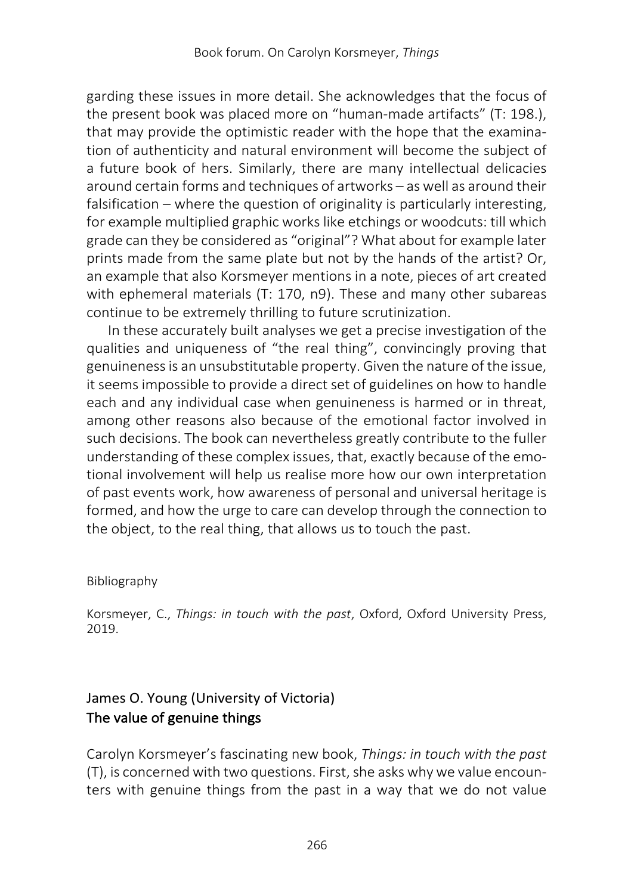garding these issues in more detail. She acknowledges that the focus of the present book was placed more on "human-made artifacts" (T: 198.), that may provide the optimistic reader with the hope that the examination of authenticity and natural environment will become the subject of a future book of hers. Similarly, there are many intellectual delicacies around certain forms and techniques of artworks – as well as around their falsification – where the question of originality is particularly interesting, for example multiplied graphic works like etchings or woodcuts: till which grade can they be considered as "original"? What about for example later prints made from the same plate but not by the hands of the artist? Or, an example that also Korsmeyer mentions in a note, pieces of art created with ephemeral materials (T: 170, n9). These and many other subareas continue to be extremely thrilling to future scrutinization.

In these accurately built analyses we get a precise investigation of the qualities and uniqueness of "the real thing", convincingly proving that genuineness is an unsubstitutable property. Given the nature of the issue, it seems impossible to provide a direct set of guidelines on how to handle each and any individual case when genuineness is harmed or in threat, among other reasons also because of the emotional factor involved in such decisions. The book can nevertheless greatly contribute to the fuller understanding of these complex issues, that, exactly because of the emotional involvement will help us realise more how our own interpretation of past events work, how awareness of personal and universal heritage is formed, and how the urge to care can develop through the connection to the object, to the real thing, that allows us to touch the past.

Bibliography

Korsmeyer, C., *Things: in touch with the past*, Oxford, Oxford University Press, 2019.

## James O. Young (University of Victoria)
## The value of genuine things

Carolyn Korsmeyer's fascinating new book, *Things: in touch with the past* (T), is concerned with two questions. First, she asks why we value encounters with genuine things from the past in a way that we do not value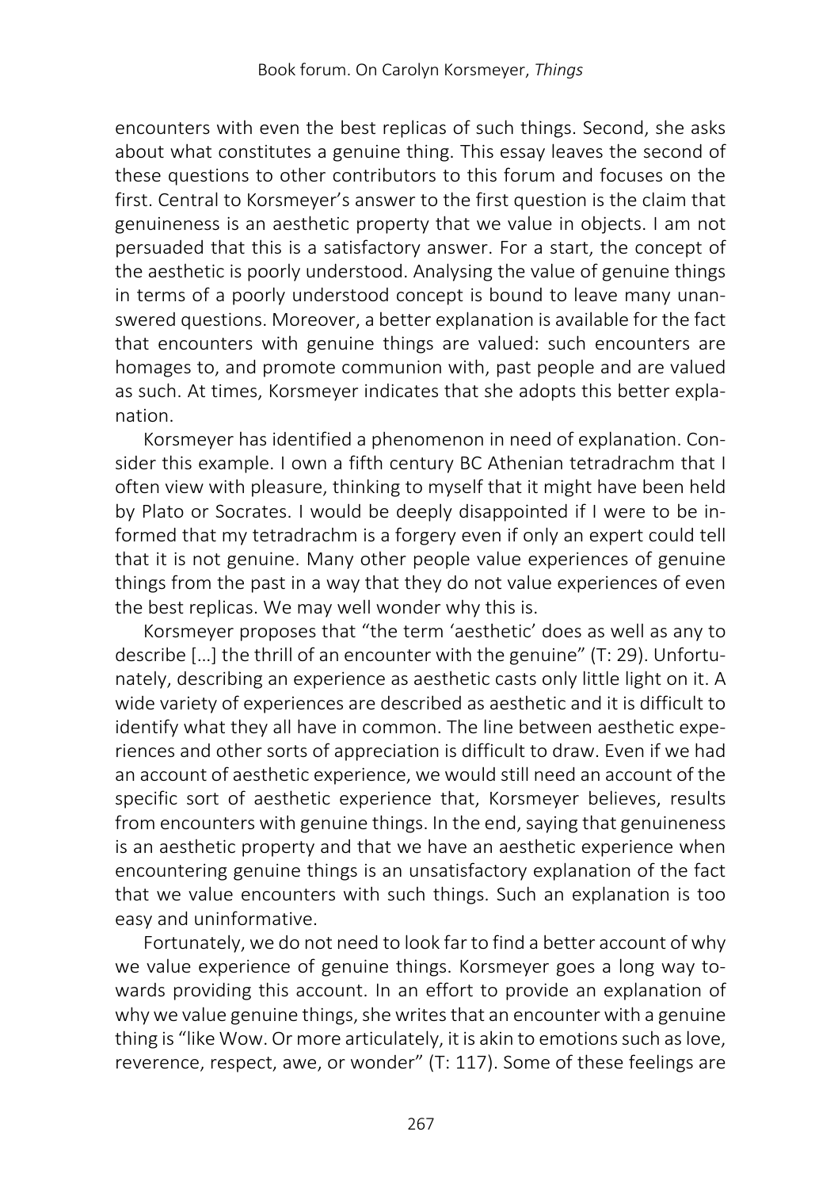encounters with even the best replicas of such things. Second, she asks about what constitutes a genuine thing. This essay leaves the second of these questions to other contributors to this forum and focuses on the first. Central to Korsmeyer's answer to the first question is the claim that genuineness is an aesthetic property that we value in objects. I am not persuaded that this is a satisfactory answer. For a start, the concept of the aesthetic is poorly understood. Analysing the value of genuine things in terms of a poorly understood concept is bound to leave many unanswered questions. Moreover, a better explanation is available for the fact that encounters with genuine things are valued: such encounters are homages to, and promote communion with, past people and are valued as such. At times, Korsmeyer indicates that she adopts this better explanation.

Korsmeyer has identified a phenomenon in need of explanation. Consider this example. I own a fifth century BC Athenian tetradrachm that I often view with pleasure, thinking to myself that it might have been held by Plato or Socrates. I would be deeply disappointed if I were to be informed that my tetradrachm is a forgery even if only an expert could tell that it is not genuine. Many other people value experiences of genuine things from the past in a way that they do not value experiences of even the best replicas. We may well wonder why this is.

Korsmeyer proposes that "the term 'aesthetic' does as well as any to describe […] the thrill of an encounter with the genuine" (T: 29). Unfortunately, describing an experience as aesthetic casts only little light on it. A wide variety of experiences are described as aesthetic and it is difficult to identify what they all have in common. The line between aesthetic experiences and other sorts of appreciation is difficult to draw. Even if we had an account of aesthetic experience, we would still need an account of the specific sort of aesthetic experience that, Korsmeyer believes, results from encounters with genuine things. In the end, saying that genuineness is an aesthetic property and that we have an aesthetic experience when encountering genuine things is an unsatisfactory explanation of the fact that we value encounters with such things. Such an explanation is too easy and uninformative.

Fortunately, we do not need to look far to find a better account of why we value experience of genuine things. Korsmeyer goes a long way towards providing this account. In an effort to provide an explanation of why we value genuine things, she writes that an encounter with a genuine thing is "like Wow. Or more articulately, it is akin to emotions such as love, reverence, respect, awe, or wonder" (T: 117). Some of these feelings are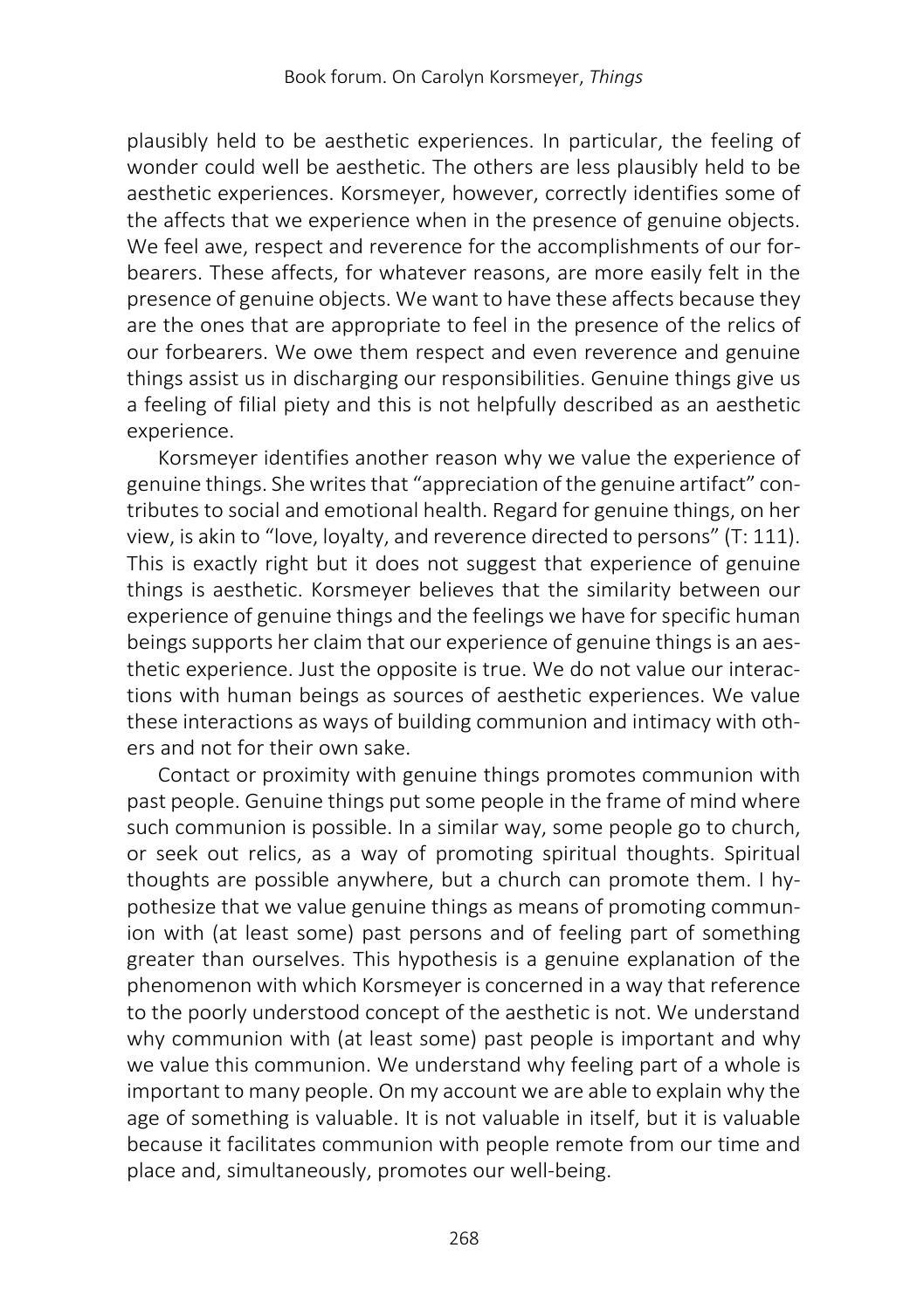plausibly held to be aesthetic experiences. In particular, the feeling of wonder could well be aesthetic. The others are less plausibly held to be aesthetic experiences. Korsmeyer, however, correctly identifies some of the affects that we experience when in the presence of genuine objects. We feel awe, respect and reverence for the accomplishments of our forbearers. These affects, for whatever reasons, are more easily felt in the presence of genuine objects. We want to have these affects because they are the ones that are appropriate to feel in the presence of the relics of our forbearers. We owe them respect and even reverence and genuine things assist us in discharging our responsibilities. Genuine things give us a feeling of filial piety and this is not helpfully described as an aesthetic experience.

Korsmeyer identifies another reason why we value the experience of genuine things. She writes that "appreciation of the genuine artifact" contributes to social and emotional health. Regard for genuine things, on her view, is akin to "love, loyalty, and reverence directed to persons" (T: 111). This is exactly right but it does not suggest that experience of genuine things is aesthetic. Korsmeyer believes that the similarity between our experience of genuine things and the feelings we have for specific human beings supports her claim that our experience of genuine things is an aesthetic experience. Just the opposite is true. We do not value our interactions with human beings as sources of aesthetic experiences. We value these interactions as ways of building communion and intimacy with others and not for their own sake.

Contact or proximity with genuine things promotes communion with past people. Genuine things put some people in the frame of mind where such communion is possible. In a similar way, some people go to church, or seek out relics, as a way of promoting spiritual thoughts. Spiritual thoughts are possible anywhere, but a church can promote them. I hypothesize that we value genuine things as means of promoting communion with (at least some) past persons and of feeling part of something greater than ourselves. This hypothesis is a genuine explanation of the phenomenon with which Korsmeyer is concerned in a way that reference to the poorly understood concept of the aesthetic is not. We understand why communion with (at least some) past people is important and why we value this communion. We understand why feeling part of a whole is important to many people. On my account we are able to explain why the age of something is valuable. It is not valuable in itself, but it is valuable because it facilitates communion with people remote from our time and place and, simultaneously, promotes our well-being.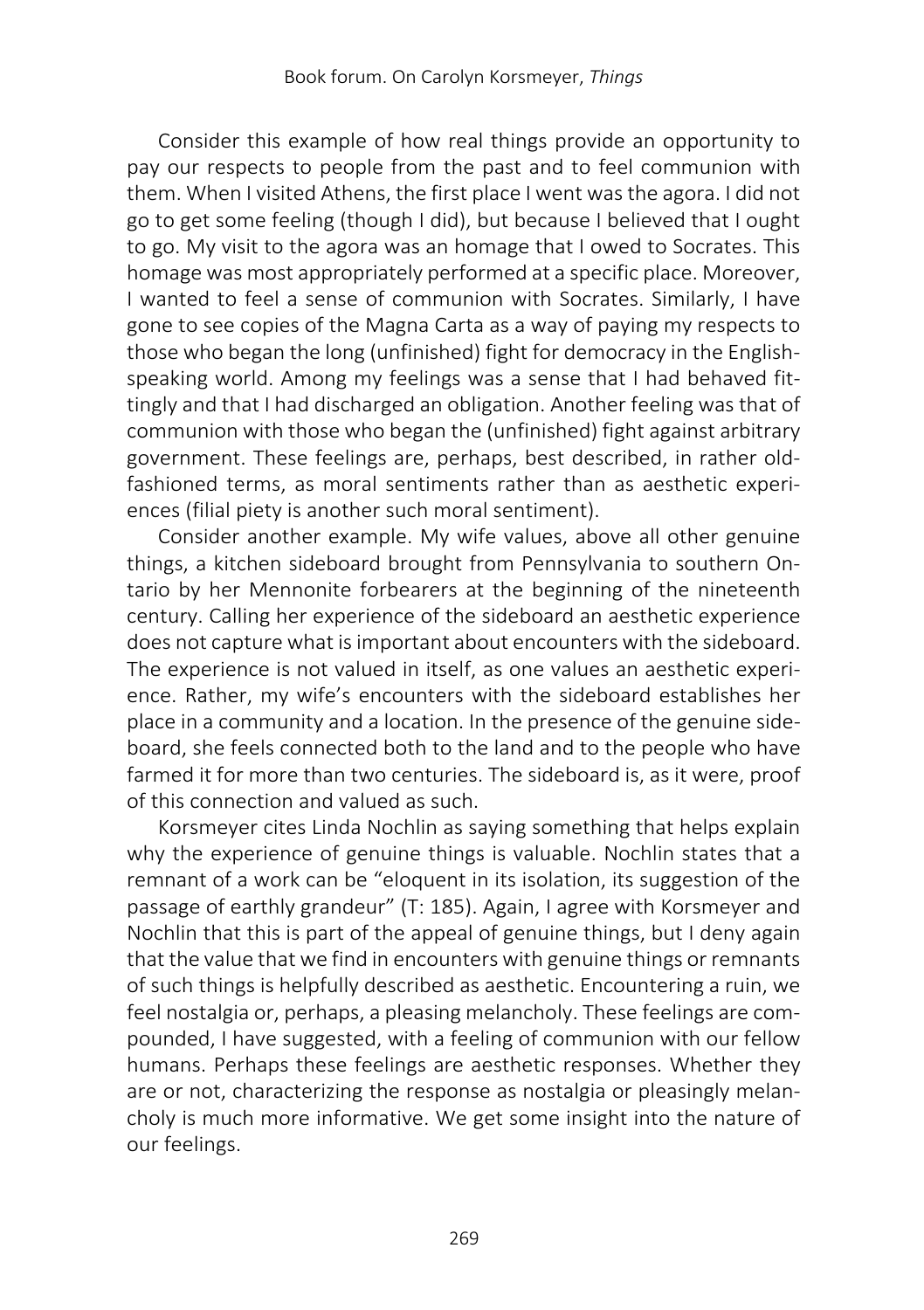Consider this example of how real things provide an opportunity to pay our respects to people from the past and to feel communion with them. When I visited Athens, the first place I went was the agora. I did not go to get some feeling (though I did), but because I believed that I ought to go. My visit to the agora was an homage that I owed to Socrates. This homage was most appropriately performed at a specific place. Moreover, I wanted to feel a sense of communion with Socrates. Similarly, I have gone to see copies of the Magna Carta as a way of paying my respects to those who began the long (unfinished) fight for democracy in the English-speaking world. Among my feelings was a sense that I had behaved fittingly and that I had discharged an obligation. Another feeling was that of communion with those who began the (unfinished) fight against arbitrary government. These feelings are, perhaps, best described, in rather old-fashioned terms, as moral sentiments rather than as aesthetic experiences (filial piety is another such moral sentiment).

Consider another example. My wife values, above all other genuine things, a kitchen sideboard brought from Pennsylvania to southern Ontario by her Mennonite forbearers at the beginning of the nineteenth century. Calling her experience of the sideboard an aesthetic experience does not capture what is important about encounters with the sideboard. The experience is not valued in itself, as one values an aesthetic experience. Rather, my wife's encounters with the sideboard establishes her place in a community and a location. In the presence of the genuine sideboard, she feels connected both to the land and to the people who have farmed it for more than two centuries. The sideboard is, as it were, proof of this connection and valued as such.

Korsmeyer cites Linda Nochlin as saying something that helps explain why the experience of genuine things is valuable. Nochlin states that a remnant of a work can be "eloquent in its isolation, its suggestion of the passage of earthly grandeur" (T: 185). Again, I agree with Korsmeyer and Nochlin that this is part of the appeal of genuine things, but I deny again that the value that we find in encounters with genuine things or remnants of such things is helpfully described as aesthetic. Encountering a ruin, we feel nostalgia or, perhaps, a pleasing melancholy. These feelings are compounded, I have suggested, with a feeling of communion with our fellow humans. Perhaps these feelings are aesthetic responses. Whether they are or not, characterizing the response as nostalgia or pleasingly melancholy is much more informative. We get some insight into the nature of our feelings.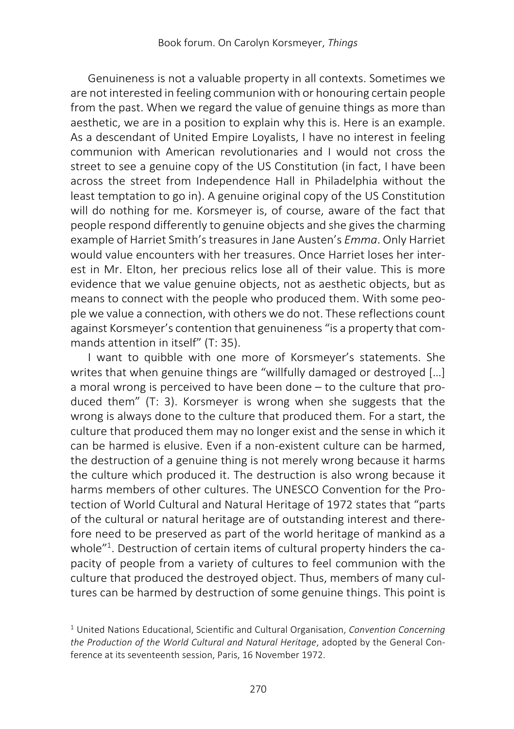Genuineness is not a valuable property in all contexts. Sometimes we are not interested in feeling communion with or honouring certain people from the past. When we regard the value of genuine things as more than aesthetic, we are in a position to explain why this is. Here is an example. As a descendant of United Empire Loyalists, I have no interest in feeling communion with American revolutionaries and I would not cross the street to see a genuine copy of the US Constitution (in fact, I have been across the street from Independence Hall in Philadelphia without the least temptation to go in). A genuine original copy of the US Constitution will do nothing for me. Korsmeyer is, of course, aware of the fact that people respond differently to genuine objects and she gives the charming example of Harriet Smith's treasures in Jane Austen's *Emma*. Only Harriet would value encounters with her treasures. Once Harriet loses her interest in Mr. Elton, her precious relics lose all of their value. This is more evidence that we value genuine objects, not as aesthetic objects, but as means to connect with the people who produced them. With some people we value a connection, with others we do not. These reflections count against Korsmeyer's contention that genuineness "is a property that commands attention in itself" (T: 35).

I want to quibble with one more of Korsmeyer's statements. She writes that when genuine things are "willfully damaged or destroyed […] a moral wrong is perceived to have been done – to the culture that produced them" (T: 3). Korsmeyer is wrong when she suggests that the wrong is always done to the culture that produced them. For a start, the culture that produced them may no longer exist and the sense in which it can be harmed is elusive. Even if a non-existent culture can be harmed, the destruction of a genuine thing is not merely wrong because it harms the culture which produced it. The destruction is also wrong because it harms members of other cultures. The UNESCO Convention for the Protection of World Cultural and Natural Heritage of 1972 states that "parts of the cultural or natural heritage are of outstanding interest and therefore need to be preserved as part of the world heritage of mankind as a whole"[1]. Destruction of certain items of cultural property hinders the capacity of people from a variety of cultures to feel communion with the culture that produced the destroyed object. Thus, members of many cultures can be harmed by destruction of some genuine things. This point is

[1] United Nations Educational, Scientific and Cultural Organisation, *Convention Concerning the Production of the World Cultural and Natural Heritage*, adopted by the General Conference at its seventeenth session, Paris, 16 November 1972.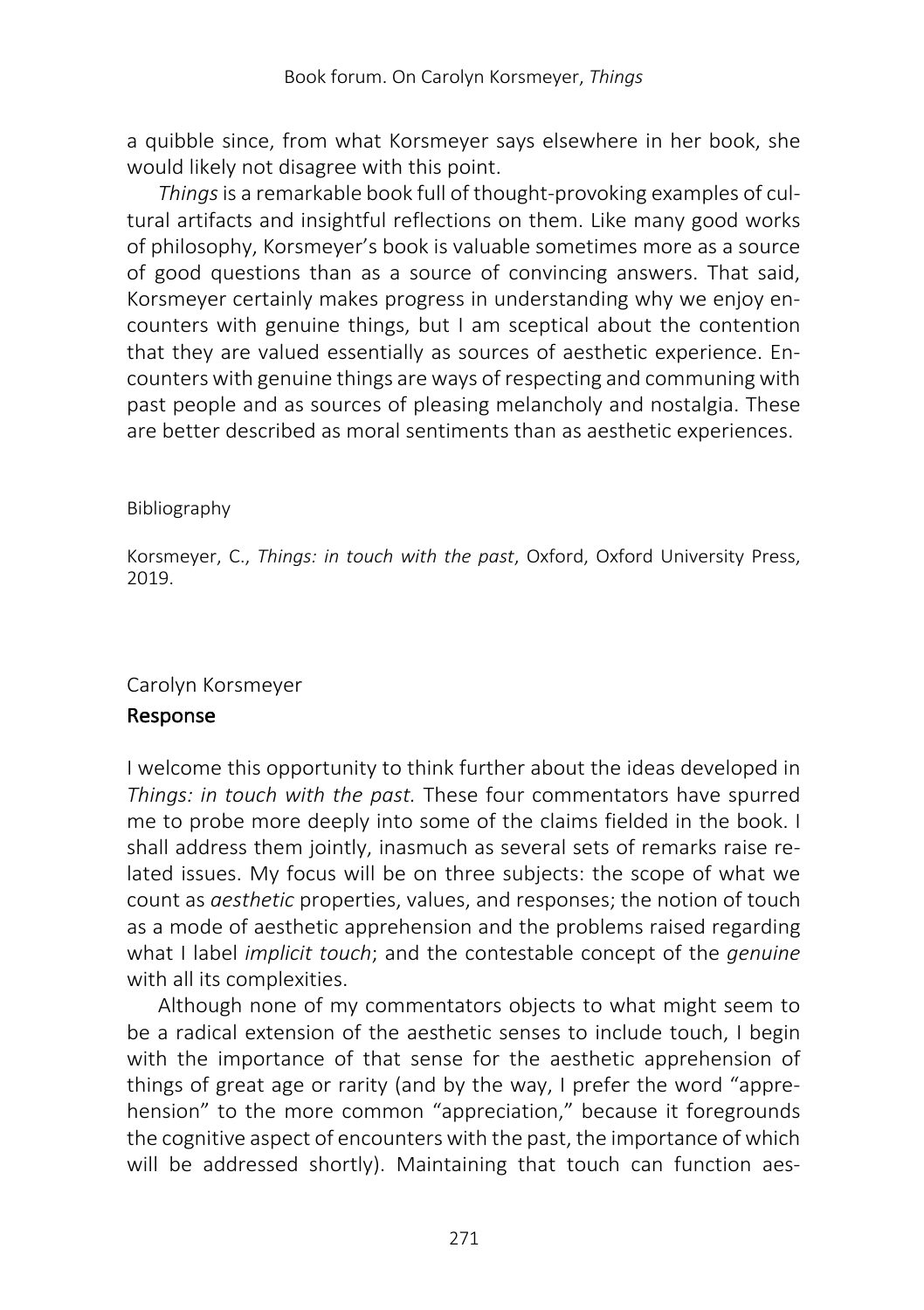a quibble since, from what Korsmeyer says elsewhere in her book, she would likely not disagree with this point.

*Things* is a remarkable book full of thought-provoking examples of cultural artifacts and insightful reflections on them. Like many good works of philosophy, Korsmeyer's book is valuable sometimes more as a source of good questions than as a source of convincing answers. That said, Korsmeyer certainly makes progress in understanding why we enjoy encounters with genuine things, but I am sceptical about the contention that they are valued essentially as sources of aesthetic experience. Encounters with genuine things are ways of respecting and communing with past people and as sources of pleasing melancholy and nostalgia. These are better described as moral sentiments than as aesthetic experiences.

Bibliography

Korsmeyer, C., *Things: in touch with the past*, Oxford, Oxford University Press, 2019.

Carolyn Korsmeyer

## Response

I welcome this opportunity to think further about the ideas developed in *Things: in touch with the past.* These four commentators have spurred me to probe more deeply into some of the claims fielded in the book. I shall address them jointly, inasmuch as several sets of remarks raise related issues. My focus will be on three subjects: the scope of what we count as *aesthetic* properties, values, and responses; the notion of touch as a mode of aesthetic apprehension and the problems raised regarding what I label *implicit touch*; and the contestable concept of the *genuine* with all its complexities.

Although none of my commentators objects to what might seem to be a radical extension of the aesthetic senses to include touch, I begin with the importance of that sense for the aesthetic apprehension of things of great age or rarity (and by the way, I prefer the word "apprehension" to the more common "appreciation," because it foregrounds the cognitive aspect of encounters with the past, the importance of which will be addressed shortly). Maintaining that touch can function aes-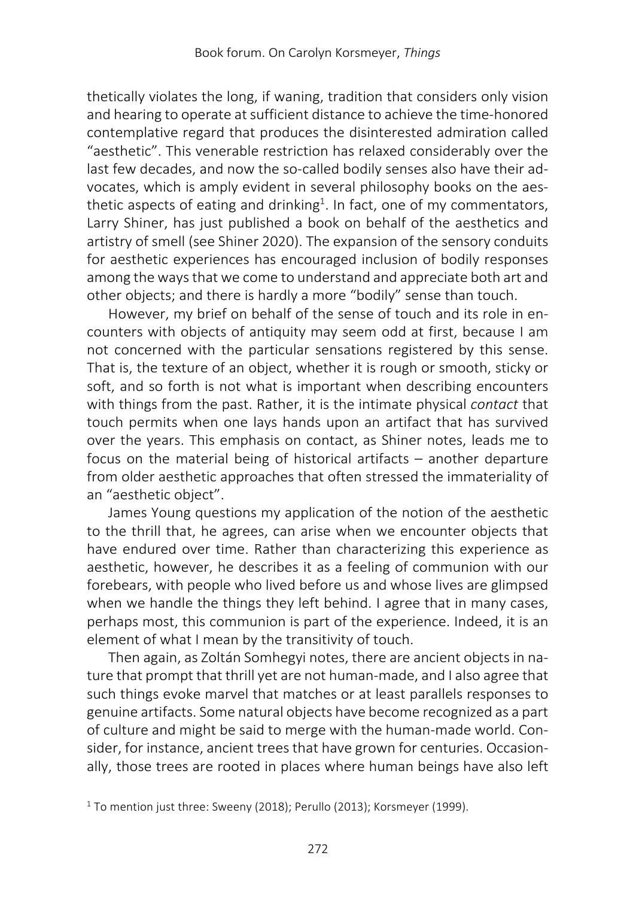thetically violates the long, if waning, tradition that considers only vision and hearing to operate at sufficient distance to achieve the time-honored contemplative regard that produces the disinterested admiration called "aesthetic". This venerable restriction has relaxed considerably over the last few decades, and now the so-called bodily senses also have their advocates, which is amply evident in several philosophy books on the aesthetic aspects of eating and drinking[1]. In fact, one of my commentators, Larry Shiner, has just published a book on behalf of the aesthetics and artistry of smell (see Shiner 2020). The expansion of the sensory conduits for aesthetic experiences has encouraged inclusion of bodily responses among the ways that we come to understand and appreciate both art and other objects; and there is hardly a more "bodily" sense than touch.

However, my brief on behalf of the sense of touch and its role in encounters with objects of antiquity may seem odd at first, because I am not concerned with the particular sensations registered by this sense. That is, the texture of an object, whether it is rough or smooth, sticky or soft, and so forth is not what is important when describing encounters with things from the past. Rather, it is the intimate physical *contact* that touch permits when one lays hands upon an artifact that has survived over the years. This emphasis on contact, as Shiner notes, leads me to focus on the material being of historical artifacts – another departure from older aesthetic approaches that often stressed the immateriality of an "aesthetic object".

James Young questions my application of the notion of the aesthetic to the thrill that, he agrees, can arise when we encounter objects that have endured over time. Rather than characterizing this experience as aesthetic, however, he describes it as a feeling of communion with our forebears, with people who lived before us and whose lives are glimpsed when we handle the things they left behind. I agree that in many cases, perhaps most, this communion is part of the experience. Indeed, it is an element of what I mean by the transitivity of touch.

Then again, as Zoltán Somhegyi notes, there are ancient objects in nature that prompt that thrill yet are not human-made, and I also agree that such things evoke marvel that matches or at least parallels responses to genuine artifacts. Some natural objects have become recognized as a part of culture and might be said to merge with the human-made world. Consider, for instance, ancient trees that have grown for centuries. Occasionally, those trees are rooted in places where human beings have also left

[1] To mention just three: Sweeny (2018); Perullo (2013); Korsmeyer (1999).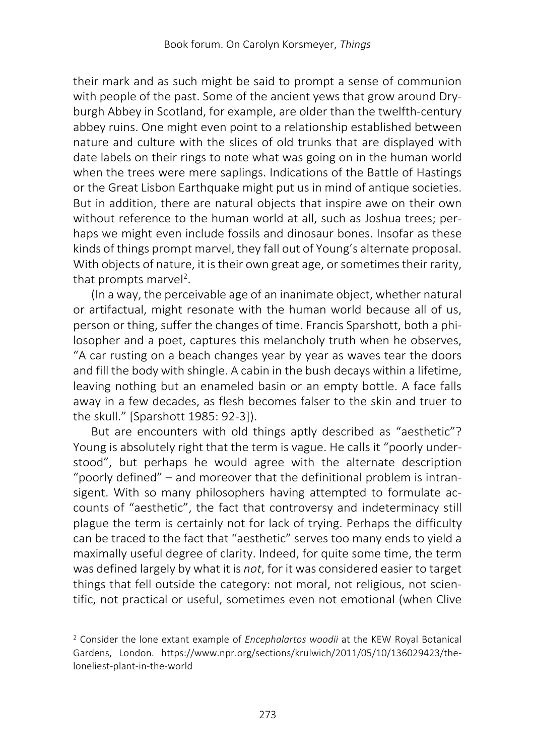their mark and as such might be said to prompt a sense of communion with people of the past. Some of the ancient yews that grow around Dryburgh Abbey in Scotland, for example, are older than the twelfth-century abbey ruins. One might even point to a relationship established between nature and culture with the slices of old trunks that are displayed with date labels on their rings to note what was going on in the human world when the trees were mere saplings. Indications of the Battle of Hastings or the Great Lisbon Earthquake might put us in mind of antique societies. But in addition, there are natural objects that inspire awe on their own without reference to the human world at all, such as Joshua trees; perhaps we might even include fossils and dinosaur bones. Insofar as these kinds of things prompt marvel, they fall out of Young's alternate proposal. With objects of nature, it is their own great age, or sometimes their rarity, that prompts marvel[2].

(In a way, the perceivable age of an inanimate object, whether natural or artifactual, might resonate with the human world because all of us, person or thing, suffer the changes of time. Francis Sparshott, both a philosopher and a poet, captures this melancholy truth when he observes, "A car rusting on a beach changes year by year as waves tear the doors and fill the body with shingle. A cabin in the bush decays within a lifetime, leaving nothing but an enameled basin or an empty bottle. A face falls away in a few decades, as flesh becomes falser to the skin and truer to the skull." [Sparshott 1985: 92-3]).

But are encounters with old things aptly described as "aesthetic"? Young is absolutely right that the term is vague. He calls it "poorly understood", but perhaps he would agree with the alternate description "poorly defined" – and moreover that the definitional problem is intransigent. With so many philosophers having attempted to formulate accounts of "aesthetic", the fact that controversy and indeterminacy still plague the term is certainly not for lack of trying. Perhaps the difficulty can be traced to the fact that "aesthetic" serves too many ends to yield a maximally useful degree of clarity. Indeed, for quite some time, the term was defined largely by what it is *not*, for it was considered easier to target things that fell outside the category: not moral, not religious, not scientific, not practical or useful, sometimes even not emotional (when Clive

[2] Consider the lone extant example of *Encephalartos woodii* at the KEW Royal Botanical Gardens, London. https://www.npr.org/sections/krulwich/2011/05/10/136029423/the-loneliest-plant-in-the-world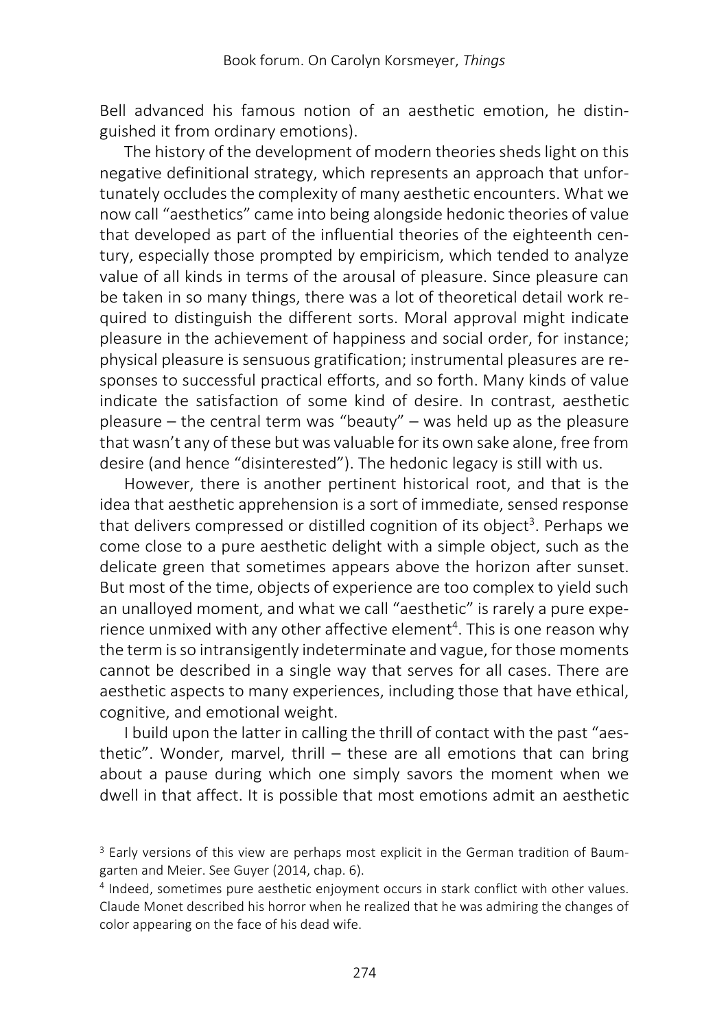Bell advanced his famous notion of an aesthetic emotion, he distinguished it from ordinary emotions).

The history of the development of modern theories sheds light on this negative definitional strategy, which represents an approach that unfortunately occludes the complexity of many aesthetic encounters. What we now call "aesthetics" came into being alongside hedonic theories of value that developed as part of the influential theories of the eighteenth century, especially those prompted by empiricism, which tended to analyze value of all kinds in terms of the arousal of pleasure. Since pleasure can be taken in so many things, there was a lot of theoretical detail work required to distinguish the different sorts. Moral approval might indicate pleasure in the achievement of happiness and social order, for instance; physical pleasure is sensuous gratification; instrumental pleasures are responses to successful practical efforts, and so forth. Many kinds of value indicate the satisfaction of some kind of desire. In contrast, aesthetic pleasure – the central term was "beauty" – was held up as the pleasure that wasn't any of these but was valuable for its own sake alone, free from desire (and hence "disinterested"). The hedonic legacy is still with us.

However, there is another pertinent historical root, and that is the idea that aesthetic apprehension is a sort of immediate, sensed response that delivers compressed or distilled cognition of its object[3]. Perhaps we come close to a pure aesthetic delight with a simple object, such as the delicate green that sometimes appears above the horizon after sunset. But most of the time, objects of experience are too complex to yield such an unalloyed moment, and what we call "aesthetic" is rarely a pure experience unmixed with any other affective element[4]. This is one reason why the term is so intransigently indeterminate and vague, for those moments cannot be described in a single way that serves for all cases. There are aesthetic aspects to many experiences, including those that have ethical, cognitive, and emotional weight.

I build upon the latter in calling the thrill of contact with the past "aesthetic". Wonder, marvel, thrill – these are all emotions that can bring about a pause during which one simply savors the moment when we dwell in that affect. It is possible that most emotions admit an aesthetic

[3] Early versions of this view are perhaps most explicit in the German tradition of Baumgarten and Meier. See Guyer (2014, chap. 6).

[4] Indeed, sometimes pure aesthetic enjoyment occurs in stark conflict with other values. Claude Monet described his horror when he realized that he was admiring the changes of color appearing on the face of his dead wife.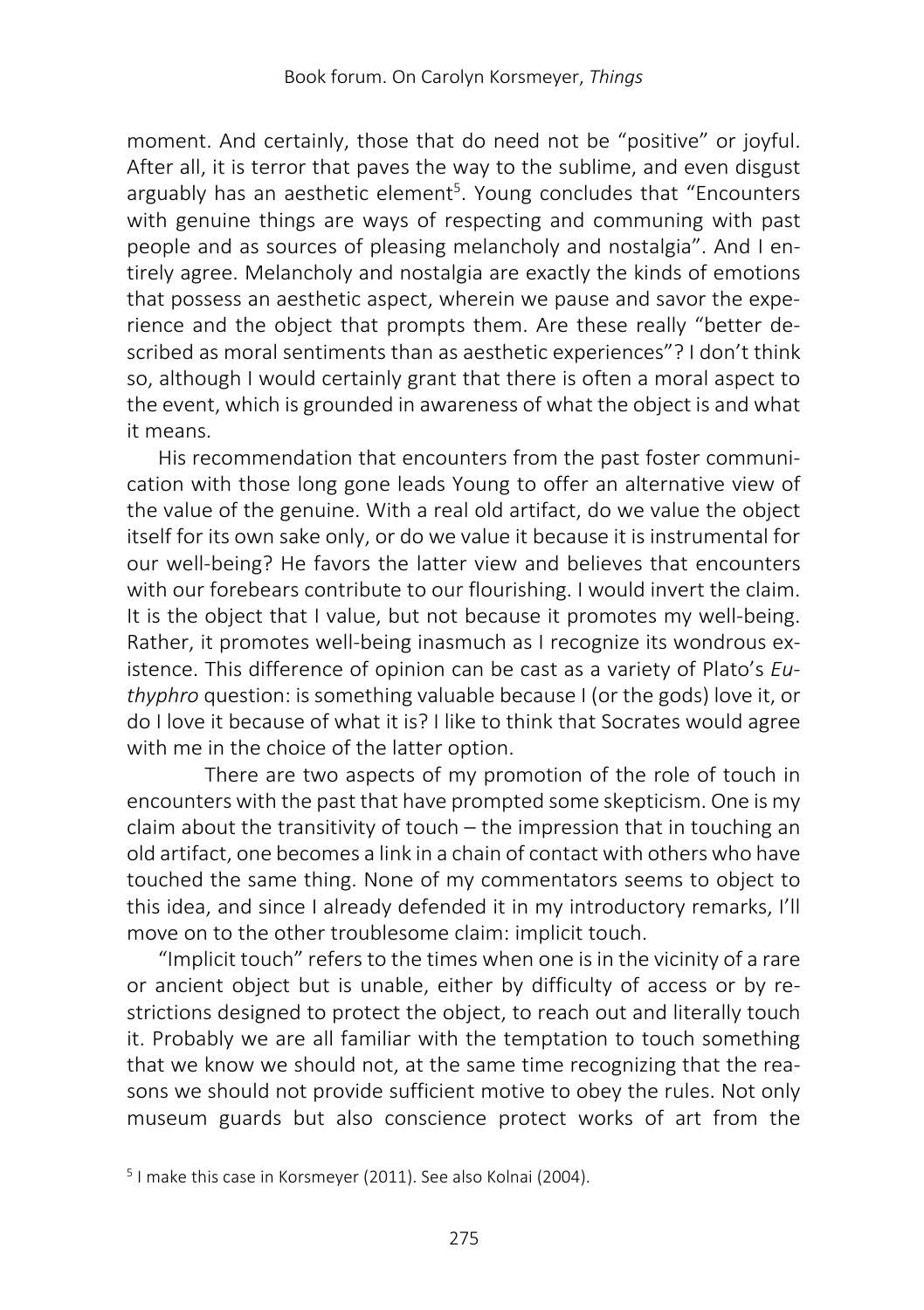moment. And certainly, those that do need not be "positive" or joyful. After all, it is terror that paves the way to the sublime, and even disgust arguably has an aesthetic element[5]. Young concludes that "Encounters with genuine things are ways of respecting and communing with past people and as sources of pleasing melancholy and nostalgia". And I entirely agree. Melancholy and nostalgia are exactly the kinds of emotions that possess an aesthetic aspect, wherein we pause and savor the experience and the object that prompts them. Are these really "better described as moral sentiments than as aesthetic experiences"? I don't think so, although I would certainly grant that there is often a moral aspect to the event, which is grounded in awareness of what the object is and what it means.

His recommendation that encounters from the past foster communication with those long gone leads Young to offer an alternative view of the value of the genuine. With a real old artifact, do we value the object itself for its own sake only, or do we value it because it is instrumental for our well-being? He favors the latter view and believes that encounters with our forebears contribute to our flourishing. I would invert the claim. It is the object that I value, but not because it promotes my well-being. Rather, it promotes well-being inasmuch as I recognize its wondrous existence. This difference of opinion can be cast as a variety of Plato's *Euthyphro* question: is something valuable because I (or the gods) love it, or do I love it because of what it is? I like to think that Socrates would agree with me in the choice of the latter option.

There are two aspects of my promotion of the role of touch in encounters with the past that have prompted some skepticism. One is my claim about the transitivity of touch – the impression that in touching an old artifact, one becomes a link in a chain of contact with others who have touched the same thing. None of my commentators seems to object to this idea, and since I already defended it in my introductory remarks, I'll move on to the other troublesome claim: implicit touch.

"Implicit touch" refers to the times when one is in the vicinity of a rare or ancient object but is unable, either by difficulty of access or by restrictions designed to protect the object, to reach out and literally touch it. Probably we are all familiar with the temptation to touch something that we know we should not, at the same time recognizing that the reasons we should not provide sufficient motive to obey the rules. Not only museum guards but also conscience protect works of art from the

[5] I make this case in Korsmeyer (2011). See also Kolnai (2004).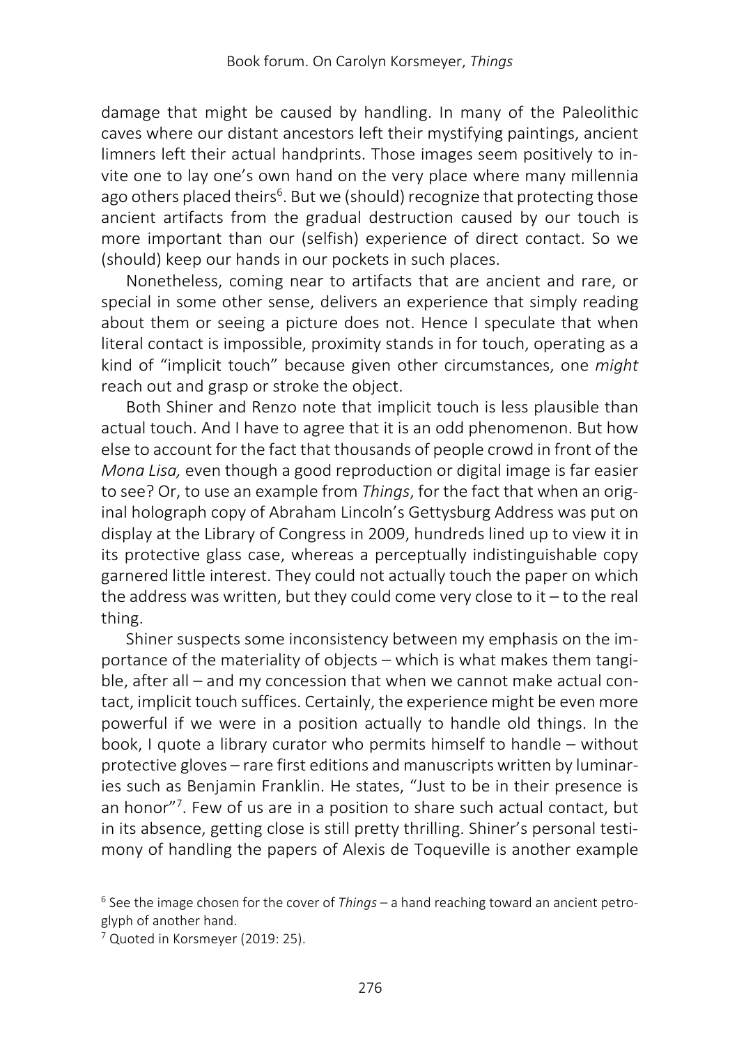damage that might be caused by handling. In many of the Paleolithic caves where our distant ancestors left their mystifying paintings, ancient limners left their actual handprints. Those images seem positively to invite one to lay one's own hand on the very place where many millennia ago others placed theirs[6]. But we (should) recognize that protecting those ancient artifacts from the gradual destruction caused by our touch is more important than our (selfish) experience of direct contact. So we (should) keep our hands in our pockets in such places.

Nonetheless, coming near to artifacts that are ancient and rare, or special in some other sense, delivers an experience that simply reading about them or seeing a picture does not. Hence I speculate that when literal contact is impossible, proximity stands in for touch, operating as a kind of "implicit touch" because given other circumstances, one *might* reach out and grasp or stroke the object.

Both Shiner and Renzo note that implicit touch is less plausible than actual touch. And I have to agree that it is an odd phenomenon. But how else to account for the fact that thousands of people crowd in front of the *Mona Lisa,* even though a good reproduction or digital image is far easier to see? Or, to use an example from *Things*, for the fact that when an original holograph copy of Abraham Lincoln's Gettysburg Address was put on display at the Library of Congress in 2009, hundreds lined up to view it in its protective glass case, whereas a perceptually indistinguishable copy garnered little interest. They could not actually touch the paper on which the address was written, but they could come very close to it – to the real thing.

Shiner suspects some inconsistency between my emphasis on the importance of the materiality of objects – which is what makes them tangible, after all – and my concession that when we cannot make actual contact, implicit touch suffices. Certainly, the experience might be even more powerful if we were in a position actually to handle old things. In the book, I quote a library curator who permits himself to handle – without protective gloves – rare first editions and manuscripts written by luminaries such as Benjamin Franklin. He states, "Just to be in their presence is an honor"[7]. Few of us are in a position to share such actual contact, but in its absence, getting close is still pretty thrilling. Shiner's personal testimony of handling the papers of Alexis de Toqueville is another example

[6] See the image chosen for the cover of *Things* – a hand reaching toward an ancient petroglyph of another hand.

[7] Quoted in Korsmeyer (2019: 25).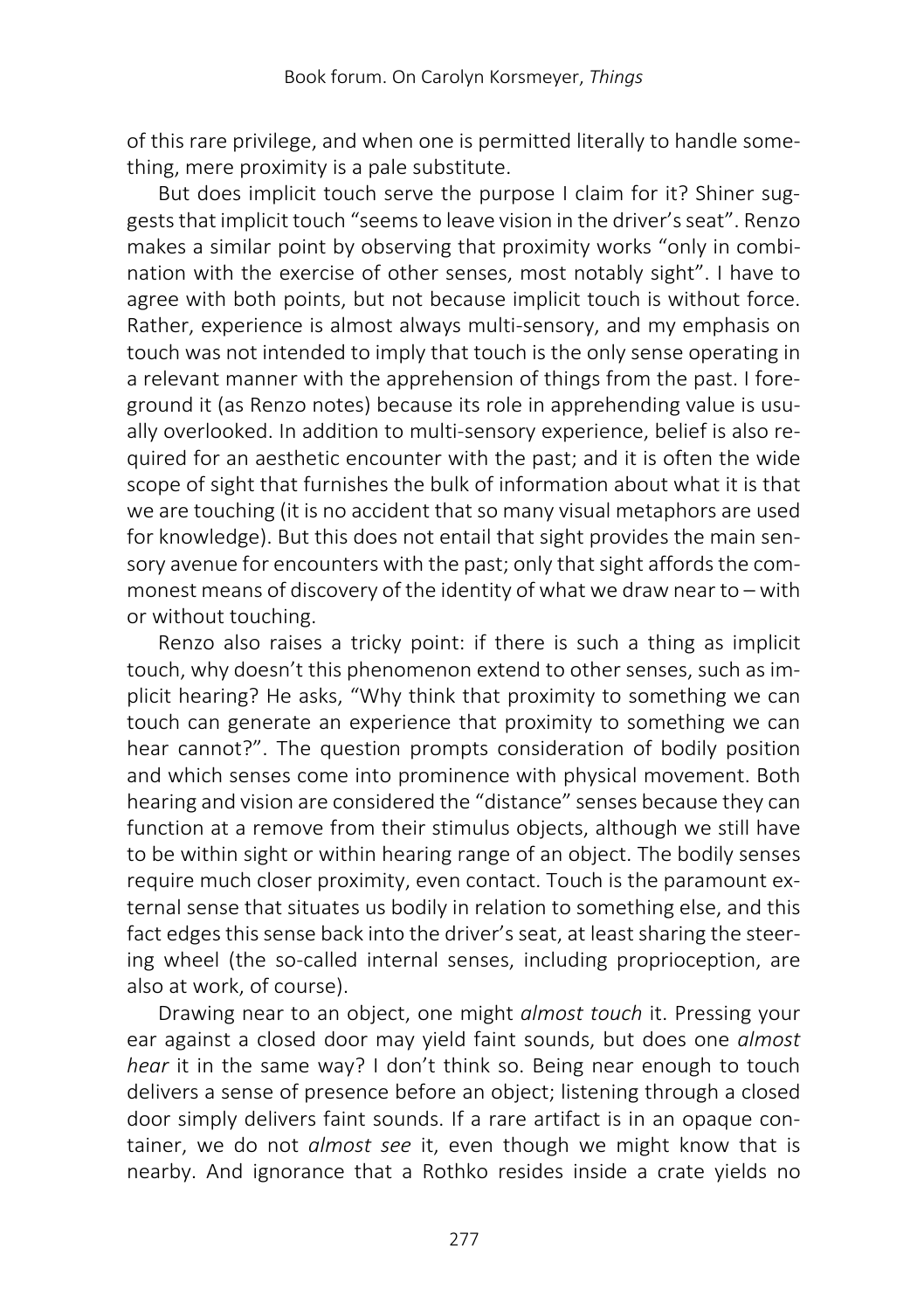of this rare privilege, and when one is permitted literally to handle something, mere proximity is a pale substitute.

But does implicit touch serve the purpose I claim for it? Shiner suggests that implicit touch "seems to leave vision in the driver's seat". Renzo makes a similar point by observing that proximity works "only in combination with the exercise of other senses, most notably sight". I have to agree with both points, but not because implicit touch is without force. Rather, experience is almost always multi-sensory, and my emphasis on touch was not intended to imply that touch is the only sense operating in a relevant manner with the apprehension of things from the past. I foreground it (as Renzo notes) because its role in apprehending value is usually overlooked. In addition to multi-sensory experience, belief is also required for an aesthetic encounter with the past; and it is often the wide scope of sight that furnishes the bulk of information about what it is that we are touching (it is no accident that so many visual metaphors are used for knowledge). But this does not entail that sight provides the main sensory avenue for encounters with the past; only that sight affords the commonest means of discovery of the identity of what we draw near to – with or without touching.

Renzo also raises a tricky point: if there is such a thing as implicit touch, why doesn't this phenomenon extend to other senses, such as implicit hearing? He asks, "Why think that proximity to something we can touch can generate an experience that proximity to something we can hear cannot?". The question prompts consideration of bodily position and which senses come into prominence with physical movement. Both hearing and vision are considered the "distance" senses because they can function at a remove from their stimulus objects, although we still have to be within sight or within hearing range of an object. The bodily senses require much closer proximity, even contact. Touch is the paramount external sense that situates us bodily in relation to something else, and this fact edges this sense back into the driver's seat, at least sharing the steering wheel (the so-called internal senses, including proprioception, are also at work, of course).

Drawing near to an object, one might *almost touch* it. Pressing your ear against a closed door may yield faint sounds, but does one *almost hear* it in the same way? I don't think so. Being near enough to touch delivers a sense of presence before an object; listening through a closed door simply delivers faint sounds. If a rare artifact is in an opaque container, we do not *almost see* it, even though we might know that is nearby. And ignorance that a Rothko resides inside a crate yields no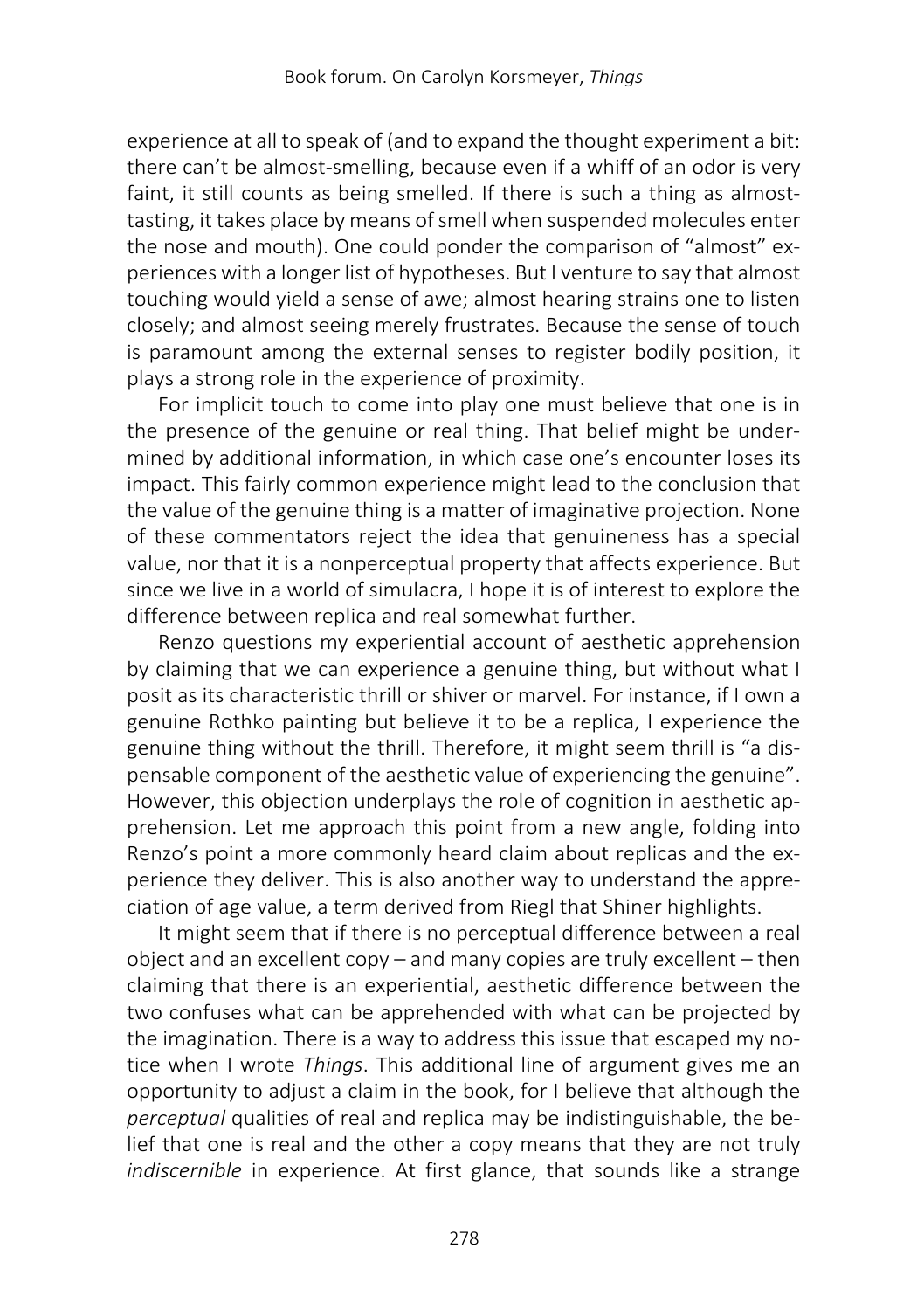experience at all to speak of (and to expand the thought experiment a bit: there can't be almost-smelling, because even if a whiff of an odor is very faint, it still counts as being smelled. If there is such a thing as almost-tasting, it takes place by means of smell when suspended molecules enter the nose and mouth). One could ponder the comparison of "almost" experiences with a longer list of hypotheses. But I venture to say that almost touching would yield a sense of awe; almost hearing strains one to listen closely; and almost seeing merely frustrates. Because the sense of touch is paramount among the external senses to register bodily position, it plays a strong role in the experience of proximity.

For implicit touch to come into play one must believe that one is in the presence of the genuine or real thing. That belief might be undermined by additional information, in which case one's encounter loses its impact. This fairly common experience might lead to the conclusion that the value of the genuine thing is a matter of imaginative projection. None of these commentators reject the idea that genuineness has a special value, nor that it is a nonperceptual property that affects experience. But since we live in a world of simulacra, I hope it is of interest to explore the difference between replica and real somewhat further.

Renzo questions my experiential account of aesthetic apprehension by claiming that we can experience a genuine thing, but without what I posit as its characteristic thrill or shiver or marvel. For instance, if I own a genuine Rothko painting but believe it to be a replica, I experience the genuine thing without the thrill. Therefore, it might seem thrill is "a dispensable component of the aesthetic value of experiencing the genuine". However, this objection underplays the role of cognition in aesthetic apprehension. Let me approach this point from a new angle, folding into Renzo's point a more commonly heard claim about replicas and the experience they deliver. This is also another way to understand the appreciation of age value, a term derived from Riegl that Shiner highlights.

It might seem that if there is no perceptual difference between a real object and an excellent copy – and many copies are truly excellent – then claiming that there is an experiential, aesthetic difference between the two confuses what can be apprehended with what can be projected by the imagination. There is a way to address this issue that escaped my notice when I wrote *Things*. This additional line of argument gives me an opportunity to adjust a claim in the book, for I believe that although the *perceptual* qualities of real and replica may be indistinguishable, the belief that one is real and the other a copy means that they are not truly *indiscernible* in experience. At first glance, that sounds like a strange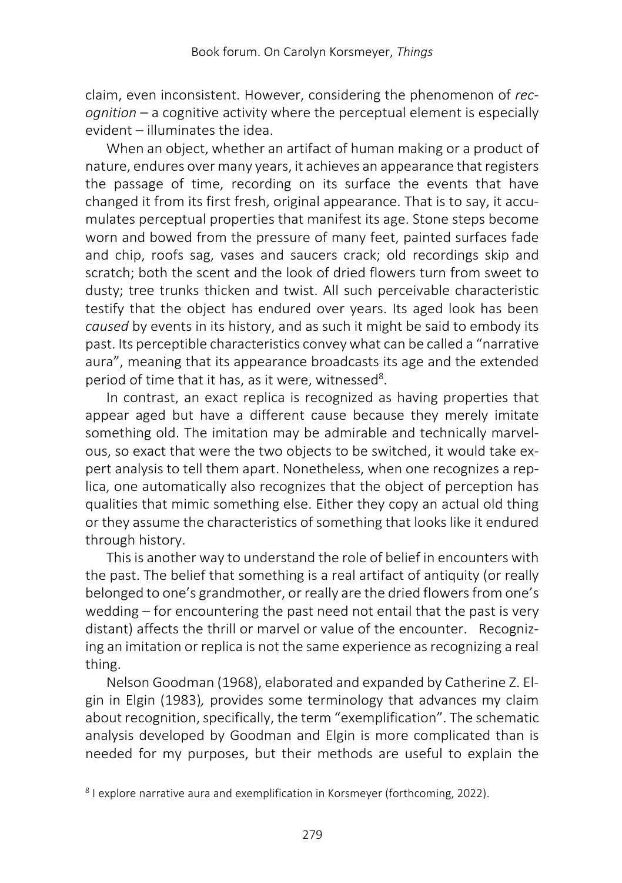claim, even inconsistent. However, considering the phenomenon of *recognition* – a cognitive activity where the perceptual element is especially evident – illuminates the idea.

When an object, whether an artifact of human making or a product of nature, endures over many years, it achieves an appearance that registers the passage of time, recording on its surface the events that have changed it from its first fresh, original appearance. That is to say, it accumulates perceptual properties that manifest its age. Stone steps become worn and bowed from the pressure of many feet, painted surfaces fade and chip, roofs sag, vases and saucers crack; old recordings skip and scratch; both the scent and the look of dried flowers turn from sweet to dusty; tree trunks thicken and twist. All such perceivable characteristic testify that the object has endured over years. Its aged look has been *caused* by events in its history, and as such it might be said to embody its past. Its perceptible characteristics convey what can be called a "narrative aura", meaning that its appearance broadcasts its age and the extended period of time that it has, as it were, witnessed[8].

In contrast, an exact replica is recognized as having properties that appear aged but have a different cause because they merely imitate something old. The imitation may be admirable and technically marvelous, so exact that were the two objects to be switched, it would take expert analysis to tell them apart. Nonetheless, when one recognizes a replica, one automatically also recognizes that the object of perception has qualities that mimic something else. Either they copy an actual old thing or they assume the characteristics of something that looks like it endured through history.

This is another way to understand the role of belief in encounters with the past. The belief that something is a real artifact of antiquity (or really belonged to one's grandmother, or really are the dried flowers from one's wedding – for encountering the past need not entail that the past is very distant) affects the thrill or marvel or value of the encounter. Recognizing an imitation or replica is not the same experience as recognizing a real thing.

Nelson Goodman (1968), elaborated and expanded by Catherine Z. Elgin in Elgin (1983)*,* provides some terminology that advances my claim about recognition, specifically, the term "exemplification". The schematic analysis developed by Goodman and Elgin is more complicated than is needed for my purposes, but their methods are useful to explain the

[8] I explore narrative aura and exemplification in Korsmeyer (forthcoming, 2022).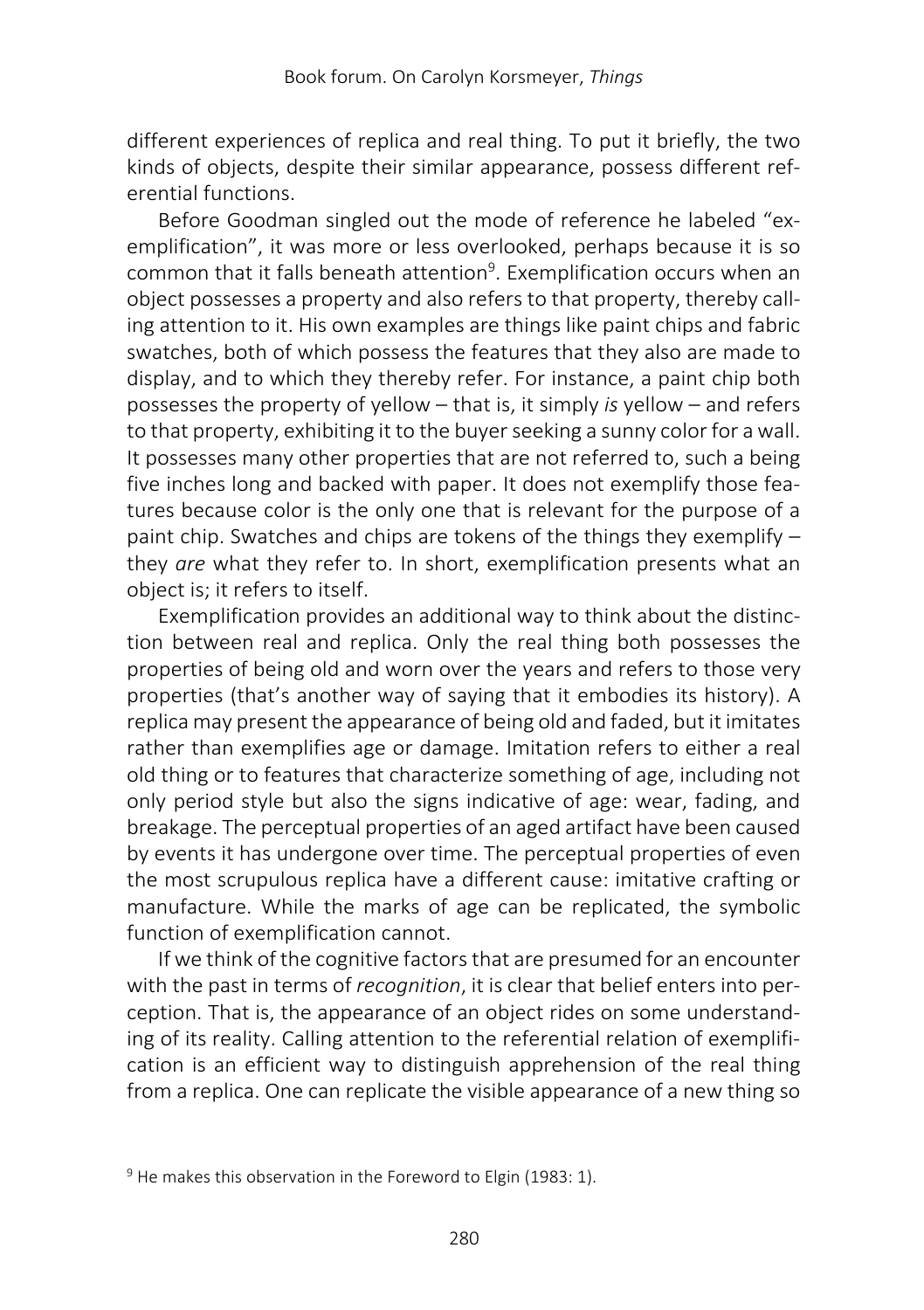different experiences of replica and real thing. To put it briefly, the two kinds of objects, despite their similar appearance, possess different referential functions.

Before Goodman singled out the mode of reference he labeled "exemplification", it was more or less overlooked, perhaps because it is so common that it falls beneath attention[9]. Exemplification occurs when an object possesses a property and also refers to that property, thereby calling attention to it. His own examples are things like paint chips and fabric swatches, both of which possess the features that they also are made to display, and to which they thereby refer. For instance, a paint chip both possesses the property of yellow – that is, it simply *is* yellow – and refers to that property, exhibiting it to the buyer seeking a sunny color for a wall. It possesses many other properties that are not referred to, such a being five inches long and backed with paper. It does not exemplify those features because color is the only one that is relevant for the purpose of a paint chip. Swatches and chips are tokens of the things they exemplify – they *are* what they refer to. In short, exemplification presents what an object is; it refers to itself.

Exemplification provides an additional way to think about the distinction between real and replica. Only the real thing both possesses the properties of being old and worn over the years and refers to those very properties (that's another way of saying that it embodies its history). A replica may present the appearance of being old and faded, but it imitates rather than exemplifies age or damage. Imitation refers to either a real old thing or to features that characterize something of age, including not only period style but also the signs indicative of age: wear, fading, and breakage. The perceptual properties of an aged artifact have been caused by events it has undergone over time. The perceptual properties of even the most scrupulous replica have a different cause: imitative crafting or manufacture. While the marks of age can be replicated, the symbolic function of exemplification cannot.

If we think of the cognitive factors that are presumed for an encounter with the past in terms of *recognition*, it is clear that belief enters into perception. That is, the appearance of an object rides on some understanding of its reality. Calling attention to the referential relation of exemplification is an efficient way to distinguish apprehension of the real thing from a replica. One can replicate the visible appearance of a new thing so

[9] He makes this observation in the Foreword to Elgin (1983: 1).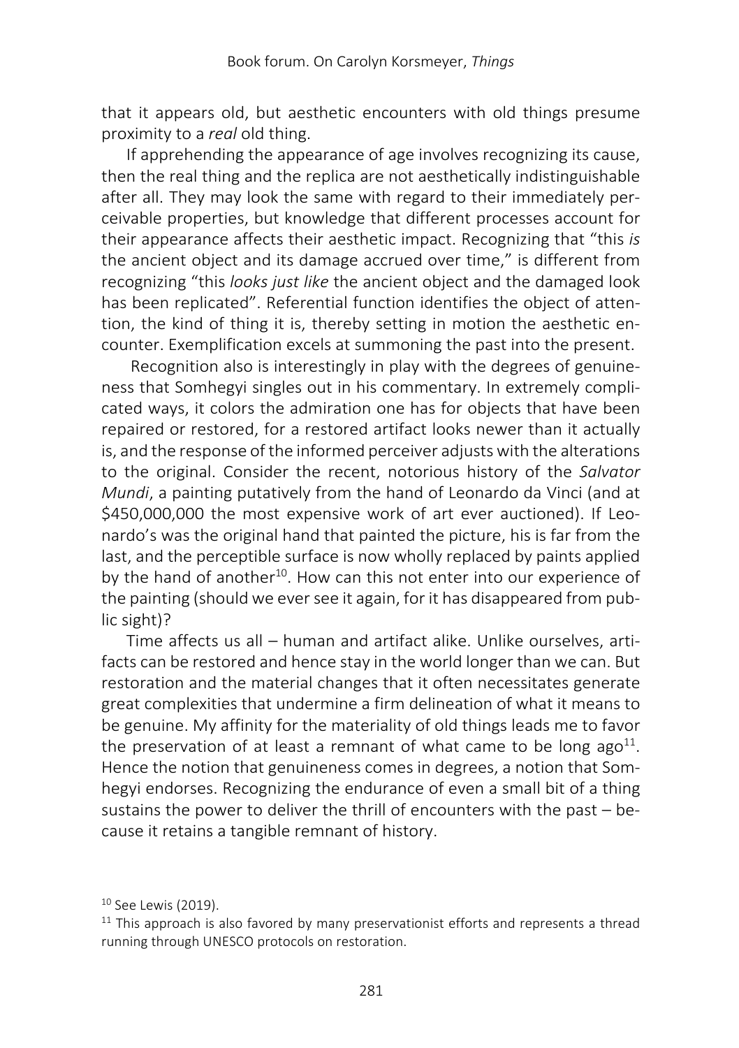that it appears old, but aesthetic encounters with old things presume proximity to a *real* old thing.

If apprehending the appearance of age involves recognizing its cause, then the real thing and the replica are not aesthetically indistinguishable after all. They may look the same with regard to their immediately perceivable properties, but knowledge that different processes account for their appearance affects their aesthetic impact. Recognizing that "this *is* the ancient object and its damage accrued over time," is different from recognizing "this *looks just like* the ancient object and the damaged look has been replicated". Referential function identifies the object of attention, the kind of thing it is, thereby setting in motion the aesthetic encounter. Exemplification excels at summoning the past into the present.

Recognition also is interestingly in play with the degrees of genuineness that Somhegyi singles out in his commentary. In extremely complicated ways, it colors the admiration one has for objects that have been repaired or restored, for a restored artifact looks newer than it actually is, and the response of the informed perceiver adjusts with the alterations to the original. Consider the recent, notorious history of the *Salvator Mundi*, a painting putatively from the hand of Leonardo da Vinci (and at $450,000,000 the most expensive work of art ever auctioned). If Leonardo's was the original hand that painted the picture, his is far from the last, and the perceptible surface is now wholly replaced by paints applied by the hand of another[10]. How can this not enter into our experience of the painting (should we ever see it again, for it has disappeared from public sight)?

Time affects us all – human and artifact alike. Unlike ourselves, artifacts can be restored and hence stay in the world longer than we can. But restoration and the material changes that it often necessitates generate great complexities that undermine a firm delineation of what it means to be genuine. My affinity for the materiality of old things leads me to favor the preservation of at least a remnant of what came to be long ago[11]. Hence the notion that genuineness comes in degrees, a notion that Somhegyi endorses. Recognizing the endurance of even a small bit of a thing sustains the power to deliver the thrill of encounters with the past – because it retains a tangible remnant of history.

[10] See Lewis (2019).

[11] This approach is also favored by many preservationist efforts and represents a thread running through UNESCO protocols on restoration.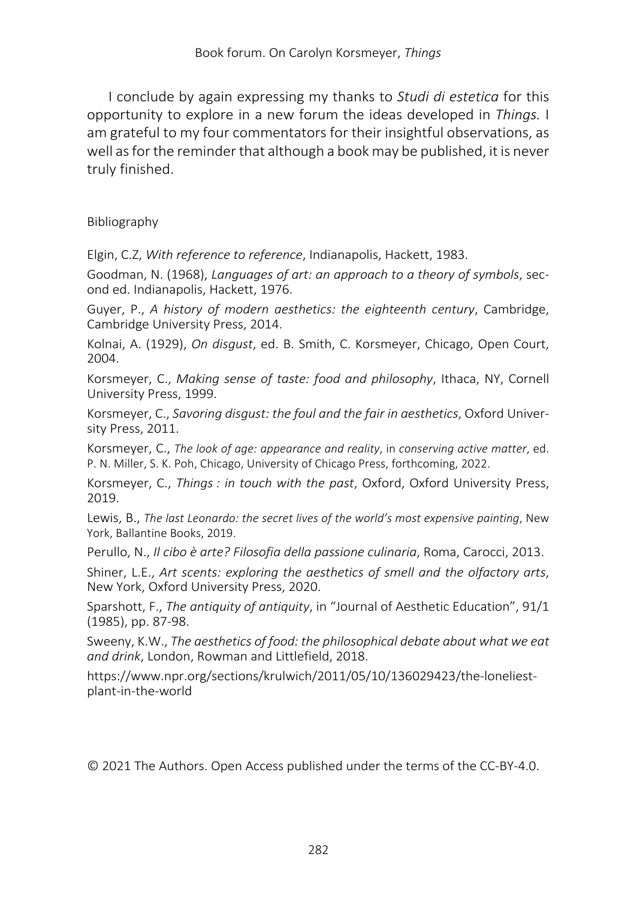I conclude by again expressing my thanks to *Studi di estetica* for this opportunity to explore in a new forum the ideas developed in *Things.* I am grateful to my four commentators for their insightful observations, as well as for the reminder that although a book may be published, it is never truly finished.

## Bibliography

Elgin, C.Z, *With reference to reference*, Indianapolis, Hackett, 1983.

Goodman, N. (1968), *Languages of art: an approach to a theory of symbols*, second ed. Indianapolis, Hackett, 1976.

Guyer, P., *A history of modern aesthetics: the eighteenth century*, Cambridge, Cambridge University Press, 2014.

Kolnai, A. (1929), *On disgust*, ed. B. Smith, C. Korsmeyer, Chicago, Open Court, 2004.

Korsmeyer, C., *Making sense of taste: food and philosophy*, Ithaca, NY, Cornell University Press, 1999.

Korsmeyer, C., *Savoring disgust: the foul and the fair in aesthetics*, Oxford University Press, 2011.

Korsmeyer, C., *The look of age: appearance and reality*, in *conserving active matter*, ed. P. N. Miller, S. K. Poh, Chicago, University of Chicago Press, forthcoming, 2022.

Korsmeyer, C., *Things : in touch with the past*, Oxford, Oxford University Press, 2019.

Lewis, B., *The last Leonardo: the secret lives of the world's most expensive painting*, New York, Ballantine Books, 2019.

Perullo, N., *Il cibo è arte? Filosofia della passione culinaria*, Roma, Carocci, 2013.

Shiner, L.E., *Art scents: exploring the aesthetics of smell and the olfactory arts*, New York, Oxford University Press, 2020.

Sparshott, F., *The antiquity of antiquity*, in "Journal of Aesthetic Education", 91/1 (1985), pp. 87-98.

Sweeny, K.W., *The aesthetics of food: the philosophical debate about what we eat and drink*, London, Rowman and Littlefield, 2018.

https://www.npr.org/sections/krulwich/2011/05/10/136029423/the-loneliest-plant-in-the-world

© 2021 The Authors. Open Access published under the terms of the CC-BY-4.0.